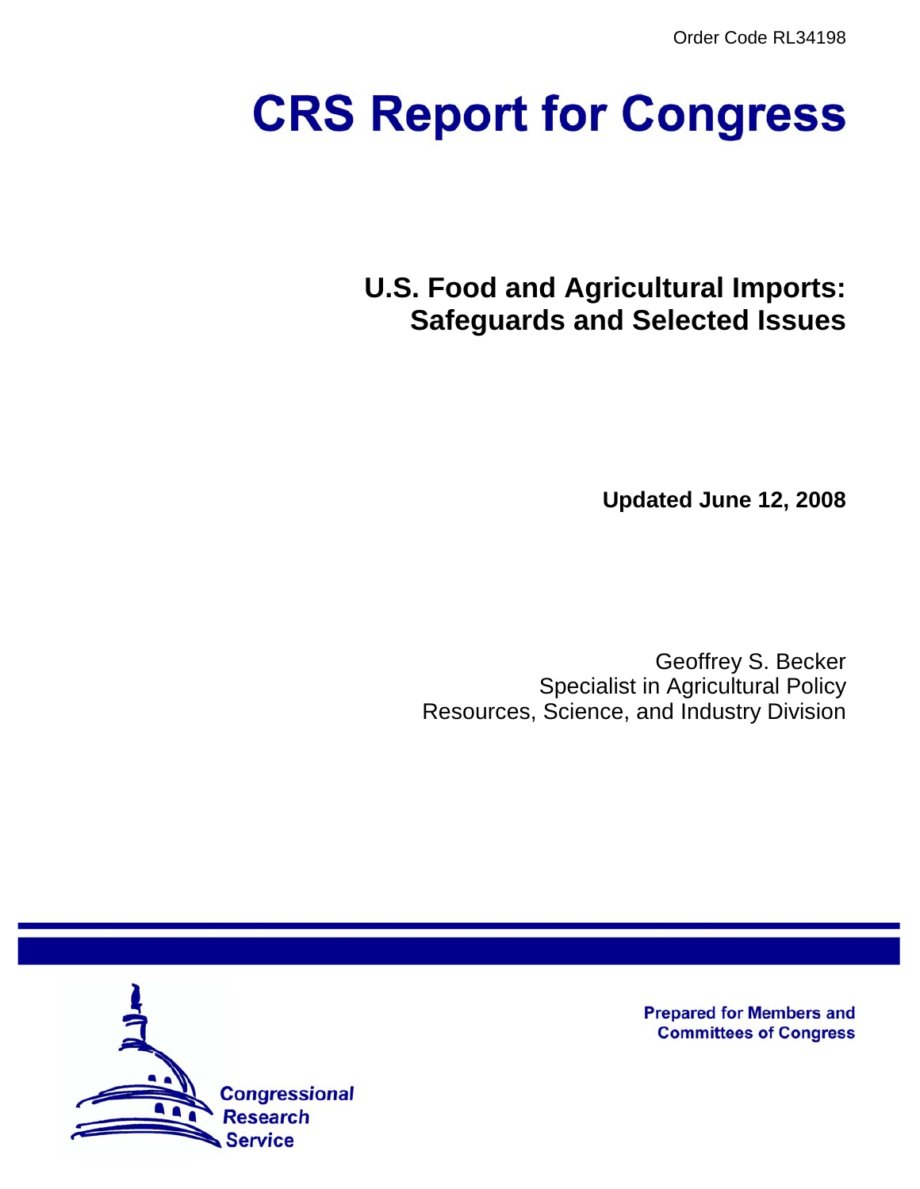Order Code RL34198

# CRS Report for Congress

## U.S. Food and Agricultural Imports: Safeguards and Selected Issues

**Updated June 12, 2008**

Geoffrey S. Becker
Specialist in Agricultural Policy
Resources, Science, and Industry Division

Prepared for Members and Committees of Congress

Congressional Research Service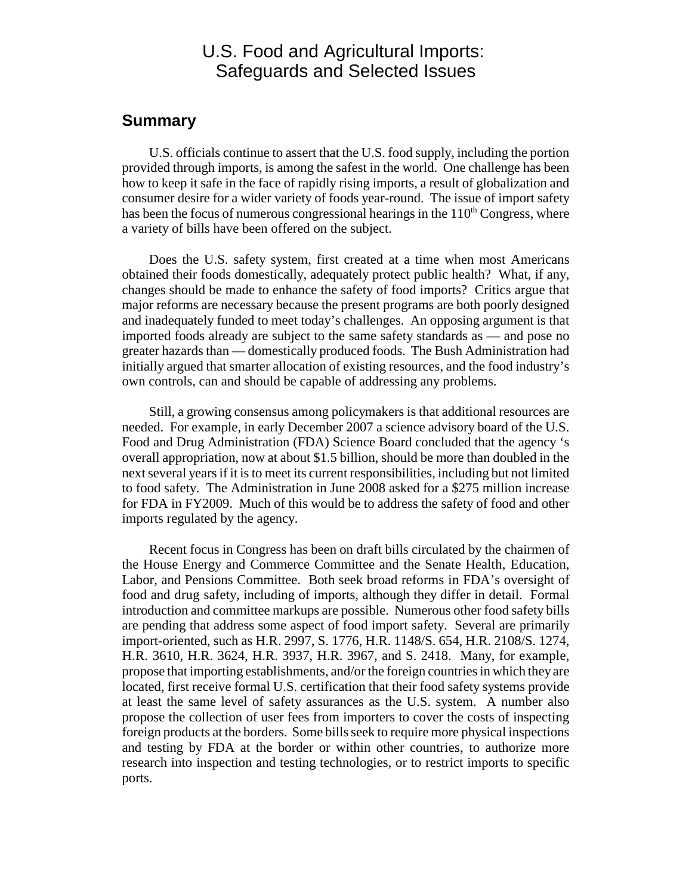# U.S. Food and Agricultural Imports: Safeguards and Selected Issues

## Summary

U.S. officials continue to assert that the U.S. food supply, including the portion provided through imports, is among the safest in the world. One challenge has been how to keep it safe in the face of rapidly rising imports, a result of globalization and consumer desire for a wider variety of foods year-round. The issue of import safety has been the focus of numerous congressional hearings in the 110th Congress, where a variety of bills have been offered on the subject.

Does the U.S. safety system, first created at a time when most Americans obtained their foods domestically, adequately protect public health? What, if any, changes should be made to enhance the safety of food imports? Critics argue that major reforms are necessary because the present programs are both poorly designed and inadequately funded to meet today's challenges. An opposing argument is that imported foods already are subject to the same safety standards as — and pose no greater hazards than — domestically produced foods. The Bush Administration had initially argued that smarter allocation of existing resources, and the food industry's own controls, can and should be capable of addressing any problems.

Still, a growing consensus among policymakers is that additional resources are needed. For example, in early December 2007 a science advisory board of the U.S. Food and Drug Administration (FDA) Science Board concluded that the agency 's overall appropriation, now at about $1.5 billion, should be more than doubled in the next several years if it is to meet its current responsibilities, including but not limited to food safety. The Administration in June 2008 asked for a $275 million increase for FDA in FY2009. Much of this would be to address the safety of food and other imports regulated by the agency.

Recent focus in Congress has been on draft bills circulated by the chairmen of the House Energy and Commerce Committee and the Senate Health, Education, Labor, and Pensions Committee. Both seek broad reforms in FDA's oversight of food and drug safety, including of imports, although they differ in detail. Formal introduction and committee markups are possible. Numerous other food safety bills are pending that address some aspect of food import safety. Several are primarily import-oriented, such as H.R. 2997, S. 1776, H.R. 1148/S. 654, H.R. 2108/S. 1274, H.R. 3610, H.R. 3624, H.R. 3937, H.R. 3967, and S. 2418. Many, for example, propose that importing establishments, and/or the foreign countries in which they are located, first receive formal U.S. certification that their food safety systems provide at least the same level of safety assurances as the U.S. system. A number also propose the collection of user fees from importers to cover the costs of inspecting foreign products at the borders. Some bills seek to require more physical inspections and testing by FDA at the border or within other countries, to authorize more research into inspection and testing technologies, or to restrict imports to specific ports.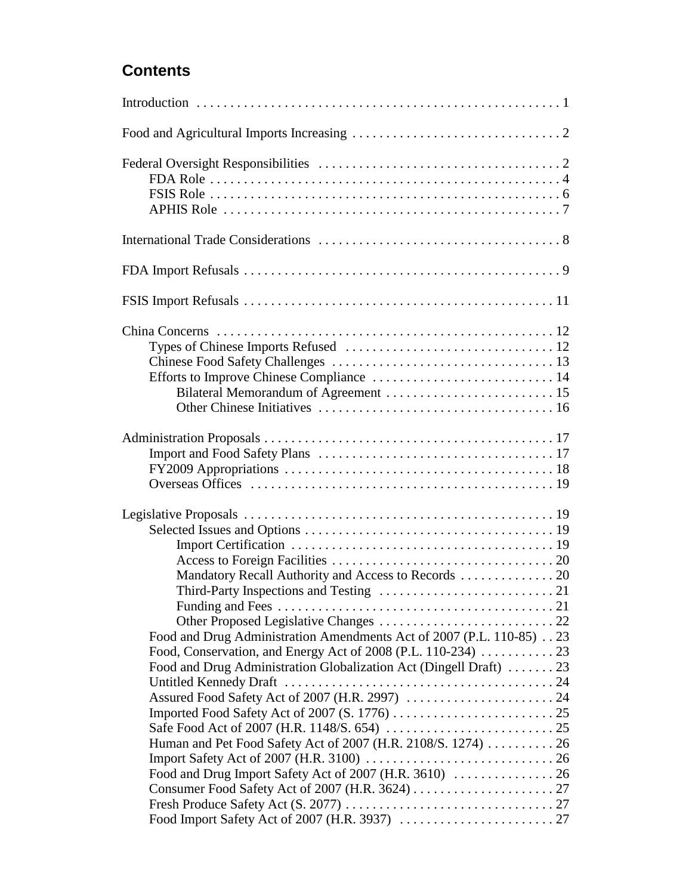## Contents

- Introduction ... 1
- Food and Agricultural Imports Increasing ... 2
- Federal Oversight Responsibilities ... 2
  - FDA Role ... 4
  - FSIS Role ... 6
  - APHIS Role ... 7
- International Trade Considerations ... 8
- FDA Import Refusals ... 9
- FSIS Import Refusals ... 11
- China Concerns ... 12
  - Types of Chinese Imports Refused ... 12
  - Chinese Food Safety Challenges ... 13
  - Efforts to Improve Chinese Compliance ... 14
    - Bilateral Memorandum of Agreement ... 15
    - Other Chinese Initiatives ... 16
- Administration Proposals ... 17
  - Import and Food Safety Plans ... 17
  - FY2009 Appropriations ... 18
  - Overseas Offices ... 19
- Legislative Proposals ... 19
  - Selected Issues and Options ... 19
    - Import Certification ... 19
    - Access to Foreign Facilities ... 20
    - Mandatory Recall Authority and Access to Records ... 20
    - Third-Party Inspections and Testing ... 21
    - Funding and Fees ... 21
    - Other Proposed Legislative Changes ... 22
  - Food and Drug Administration Amendments Act of 2007 (P.L. 110-85) ... 23
  - Food, Conservation, and Energy Act of 2008 (P.L. 110-234) ... 23
  - Food and Drug Administration Globalization Act (Dingell Draft) ... 23
  - Untitled Kennedy Draft ... 24
  - Assured Food Safety Act of 2007 (H.R. 2997) ... 24
  - Imported Food Safety Act of 2007 (S. 1776) ... 25
  - Safe Food Act of 2007 (H.R. 1148/S. 654) ... 25
  - Human and Pet Food Safety Act of 2007 (H.R. 2108/S. 1274) ... 26
  - Import Safety Act of 2007 (H.R. 3100) ... 26
  - Food and Drug Import Safety Act of 2007 (H.R. 3610) ... 26
  - Consumer Food Safety Act of 2007 (H.R. 3624) ... 27
  - Fresh Produce Safety Act (S. 2077) ... 27
  - Food Import Safety Act of 2007 (H.R. 3937) ... 27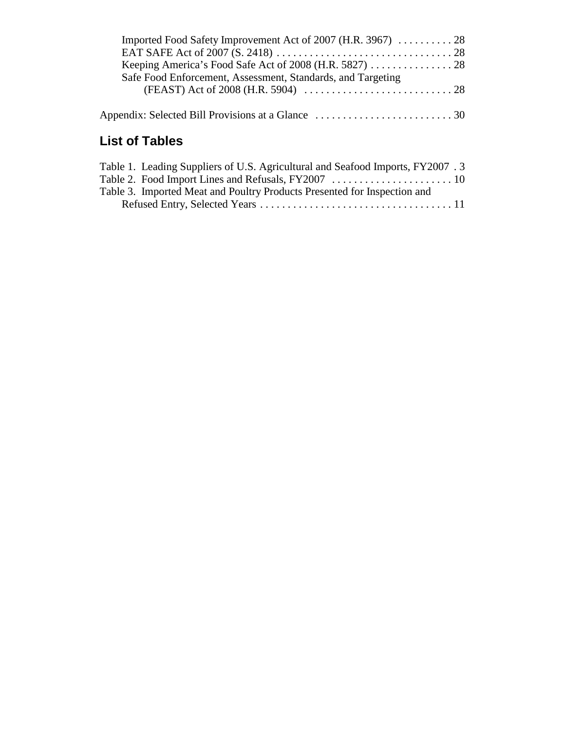Imported Food Safety Improvement Act of 2007 (H.R. 3967) . . . . . . . . . . 28
EAT SAFE Act of 2007 (S. 2418) . . . . . . . . . . . . . . . . . . . . . . . . . . . . . . . . 28
Keeping America's Food Safe Act of 2008 (H.R. 5827) . . . . . . . . . . . . . . . 28
Safe Food Enforcement, Assessment, Standards, and Targeting (FEAST) Act of 2008 (H.R. 5904) . . . . . . . . . . . . . . . . . . . . . . . . . . . 28

Appendix: Selected Bill Provisions at a Glance . . . . . . . . . . . . . . . . . . . . . . . . . . 30

## List of Tables

Table 1. Leading Suppliers of U.S. Agricultural and Seafood Imports, FY2007 . 3
Table 2. Food Import Lines and Refusals, FY2007 . . . . . . . . . . . . . . . . . . . . . . 10
Table 3. Imported Meat and Poultry Products Presented for Inspection and Refused Entry, Selected Years . . . . . . . . . . . . . . . . . . . . . . . . . . . . . . . . . . . 11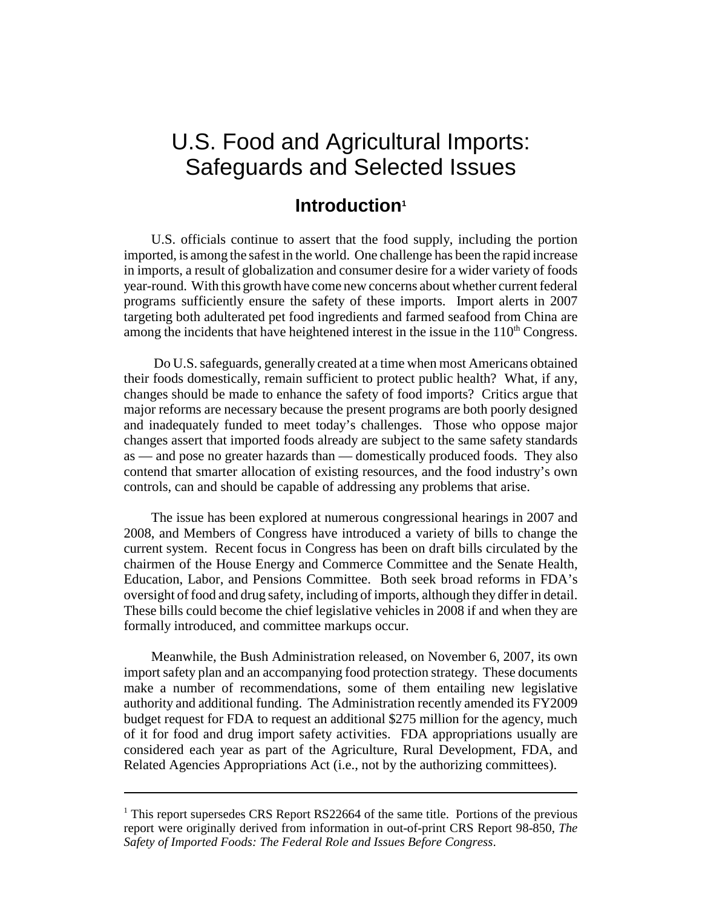# U.S. Food and Agricultural Imports: Safeguards and Selected Issues

## Introduction[1]

U.S. officials continue to assert that the food supply, including the portion imported, is among the safest in the world. One challenge has been the rapid increase in imports, a result of globalization and consumer desire for a wider variety of foods year-round. With this growth have come new concerns about whether current federal programs sufficiently ensure the safety of these imports. Import alerts in 2007 targeting both adulterated pet food ingredients and farmed seafood from China are among the incidents that have heightened interest in the issue in the 110th Congress.

Do U.S. safeguards, generally created at a time when most Americans obtained their foods domestically, remain sufficient to protect public health? What, if any, changes should be made to enhance the safety of food imports? Critics argue that major reforms are necessary because the present programs are both poorly designed and inadequately funded to meet today's challenges. Those who oppose major changes assert that imported foods already are subject to the same safety standards as — and pose no greater hazards than — domestically produced foods. They also contend that smarter allocation of existing resources, and the food industry's own controls, can and should be capable of addressing any problems that arise.

The issue has been explored at numerous congressional hearings in 2007 and 2008, and Members of Congress have introduced a variety of bills to change the current system. Recent focus in Congress has been on draft bills circulated by the chairmen of the House Energy and Commerce Committee and the Senate Health, Education, Labor, and Pensions Committee. Both seek broad reforms in FDA's oversight of food and drug safety, including of imports, although they differ in detail. These bills could become the chief legislative vehicles in 2008 if and when they are formally introduced, and committee markups occur.

Meanwhile, the Bush Administration released, on November 6, 2007, its own import safety plan and an accompanying food protection strategy. These documents make a number of recommendations, some of them entailing new legislative authority and additional funding. The Administration recently amended its FY2009 budget request for FDA to request an additional $275 million for the agency, much of it for food and drug import safety activities. FDA appropriations usually are considered each year as part of the Agriculture, Rural Development, FDA, and Related Agencies Appropriations Act (i.e., not by the authorizing committees).

---

[1] This report supersedes CRS Report RS22664 of the same title. Portions of the previous report were originally derived from information in out-of-print CRS Report 98-850, *The Safety of Imported Foods: The Federal Role and Issues Before Congress*.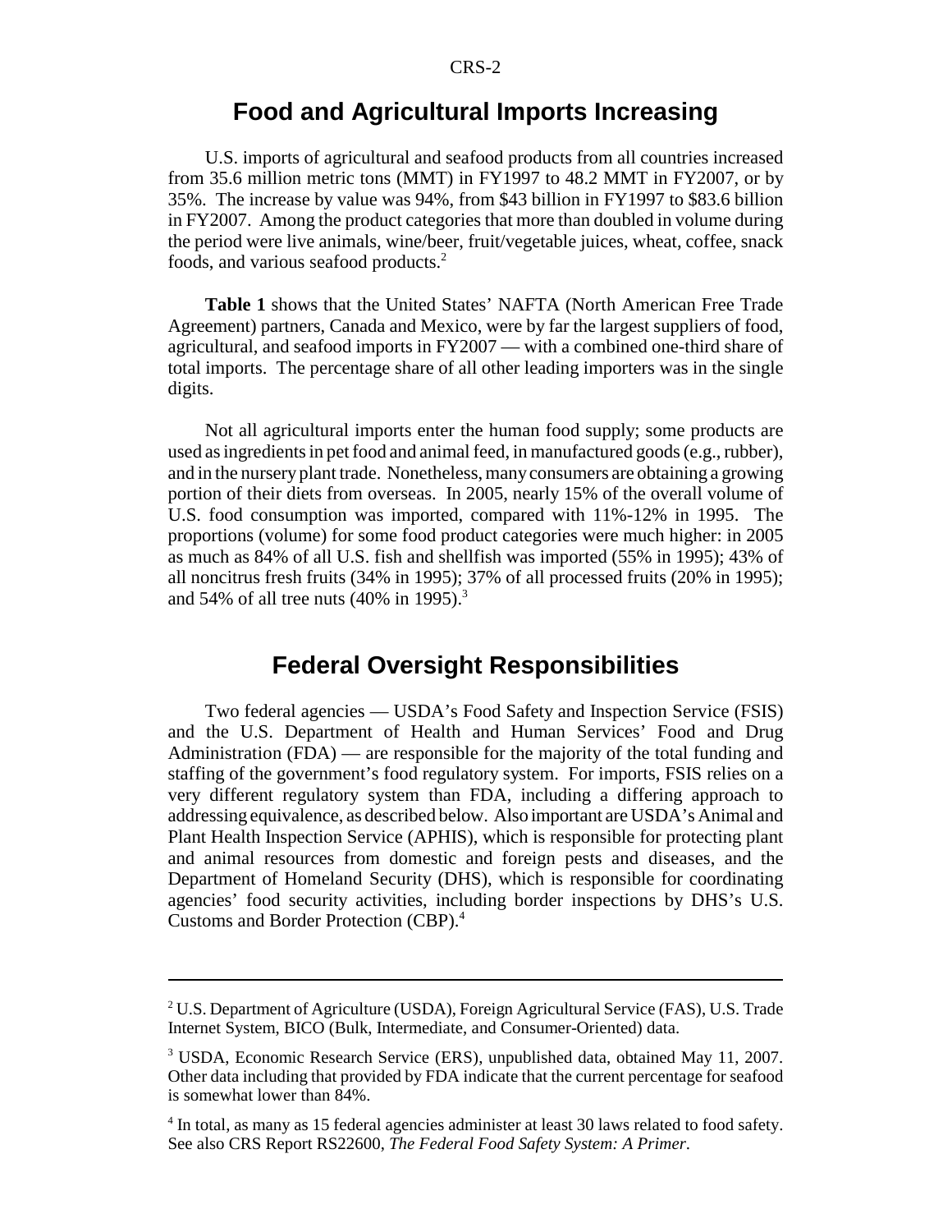## Food and Agricultural Imports Increasing

U.S. imports of agricultural and seafood products from all countries increased from 35.6 million metric tons (MMT) in FY1997 to 48.2 MMT in FY2007, or by 35%. The increase by value was 94%, from $43 billion in FY1997 to $83.6 billion in FY2007. Among the product categories that more than doubled in volume during the period were live animals, wine/beer, fruit/vegetable juices, wheat, coffee, snack foods, and various seafood products.[2]

**Table 1** shows that the United States' NAFTA (North American Free Trade Agreement) partners, Canada and Mexico, were by far the largest suppliers of food, agricultural, and seafood imports in FY2007 — with a combined one-third share of total imports. The percentage share of all other leading importers was in the single digits.

Not all agricultural imports enter the human food supply; some products are used as ingredients in pet food and animal feed, in manufactured goods (e.g., rubber), and in the nursery plant trade. Nonetheless, many consumers are obtaining a growing portion of their diets from overseas. In 2005, nearly 15% of the overall volume of U.S. food consumption was imported, compared with 11%-12% in 1995. The proportions (volume) for some food product categories were much higher: in 2005 as much as 84% of all U.S. fish and shellfish was imported (55% in 1995); 43% of all noncitrus fresh fruits (34% in 1995); 37% of all processed fruits (20% in 1995); and 54% of all tree nuts (40% in 1995).[3]

## Federal Oversight Responsibilities

Two federal agencies — USDA's Food Safety and Inspection Service (FSIS) and the U.S. Department of Health and Human Services' Food and Drug Administration (FDA) — are responsible for the majority of the total funding and staffing of the government's food regulatory system. For imports, FSIS relies on a very different regulatory system than FDA, including a differing approach to addressing equivalence, as described below. Also important are USDA's Animal and Plant Health Inspection Service (APHIS), which is responsible for protecting plant and animal resources from domestic and foreign pests and diseases, and the Department of Homeland Security (DHS), which is responsible for coordinating agencies' food security activities, including border inspections by DHS's U.S. Customs and Border Protection (CBP).[4]

---

[2] U.S. Department of Agriculture (USDA), Foreign Agricultural Service (FAS), U.S. Trade Internet System, BICO (Bulk, Intermediate, and Consumer-Oriented) data.

[3] USDA, Economic Research Service (ERS), unpublished data, obtained May 11, 2007. Other data including that provided by FDA indicate that the current percentage for seafood is somewhat lower than 84%.

[4] In total, as many as 15 federal agencies administer at least 30 laws related to food safety. See also CRS Report RS22600, *The Federal Food Safety System: A Primer*.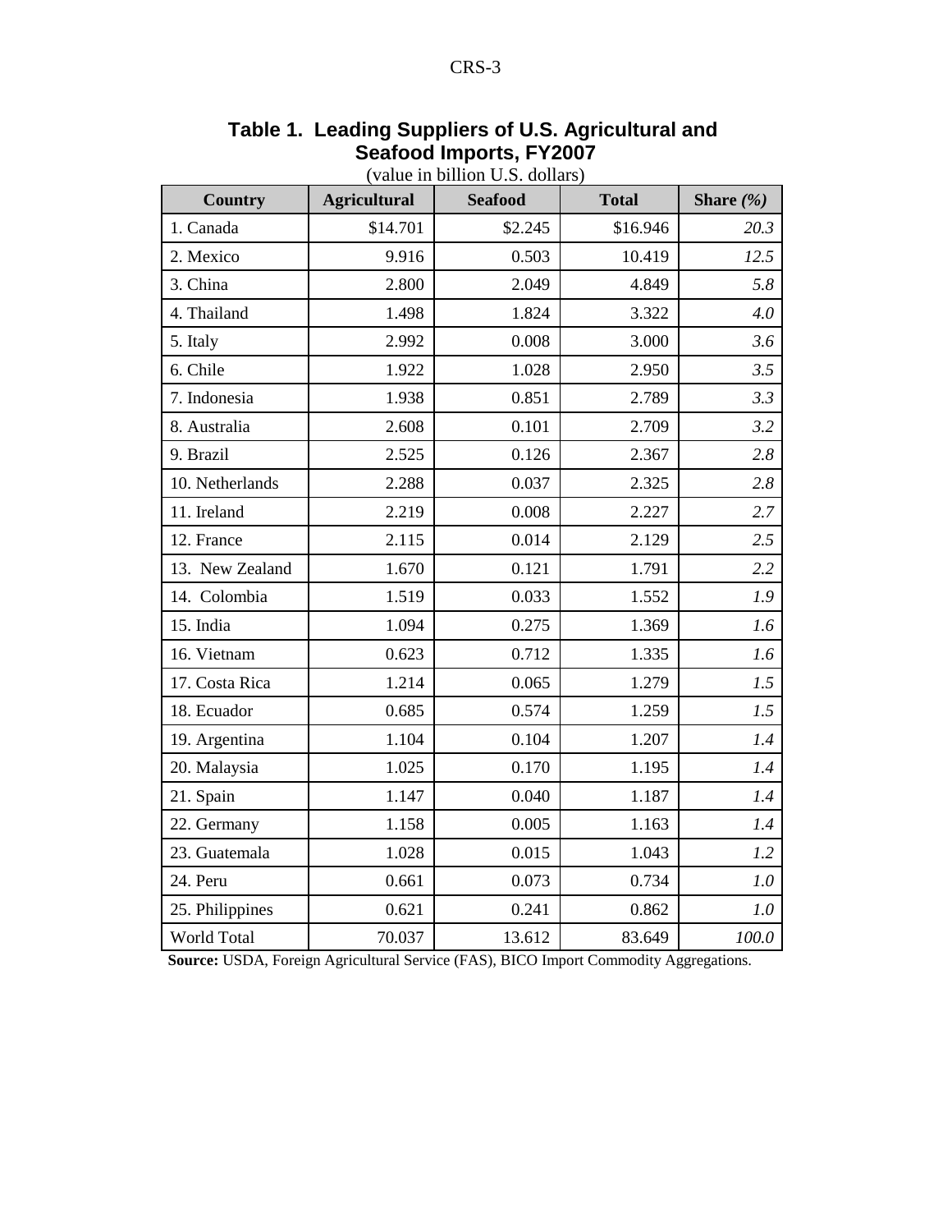**Table 1. Leading Suppliers of U.S. Agricultural and Seafood Imports, FY2007**

(value in billion U.S. dollars)

| Country | Agricultural | Seafood | Total | Share *(%)* |
|---|---|---|---|---|
| 1. Canada | $14.701 | $2.245 | $16.946 | *20.3* |
| 2. Mexico | 9.916 | 0.503 | 10.419 | *12.5* |
| 3. China | 2.800 | 2.049 | 4.849 | *5.8* |
| 4. Thailand | 1.498 | 1.824 | 3.322 | *4.0* |
| 5. Italy | 2.992 | 0.008 | 3.000 | *3.6* |
| 6. Chile | 1.922 | 1.028 | 2.950 | *3.5* |
| 7. Indonesia | 1.938 | 0.851 | 2.789 | *3.3* |
| 8. Australia | 2.608 | 0.101 | 2.709 | *3.2* |
| 9. Brazil | 2.525 | 0.126 | 2.367 | *2.8* |
| 10. Netherlands | 2.288 | 0.037 | 2.325 | *2.8* |
| 11. Ireland | 2.219 | 0.008 | 2.227 | *2.7* |
| 12. France | 2.115 | 0.014 | 2.129 | *2.5* |
| 13. New Zealand | 1.670 | 0.121 | 1.791 | *2.2* |
| 14. Colombia | 1.519 | 0.033 | 1.552 | *1.9* |
| 15. India | 1.094 | 0.275 | 1.369 | *1.6* |
| 16. Vietnam | 0.623 | 0.712 | 1.335 | *1.6* |
| 17. Costa Rica | 1.214 | 0.065 | 1.279 | *1.5* |
| 18. Ecuador | 0.685 | 0.574 | 1.259 | *1.5* |
| 19. Argentina | 1.104 | 0.104 | 1.207 | *1.4* |
| 20. Malaysia | 1.025 | 0.170 | 1.195 | *1.4* |
| 21. Spain | 1.147 | 0.040 | 1.187 | *1.4* |
| 22. Germany | 1.158 | 0.005 | 1.163 | *1.4* |
| 23. Guatemala | 1.028 | 0.015 | 1.043 | *1.2* |
| 24. Peru | 0.661 | 0.073 | 0.734 | *1.0* |
| 25. Philippines | 0.621 | 0.241 | 0.862 | *1.0* |
| World Total | 70.037 | 13.612 | 83.649 | *100.0* |

**Source:** USDA, Foreign Agricultural Service (FAS), BICO Import Commodity Aggregations.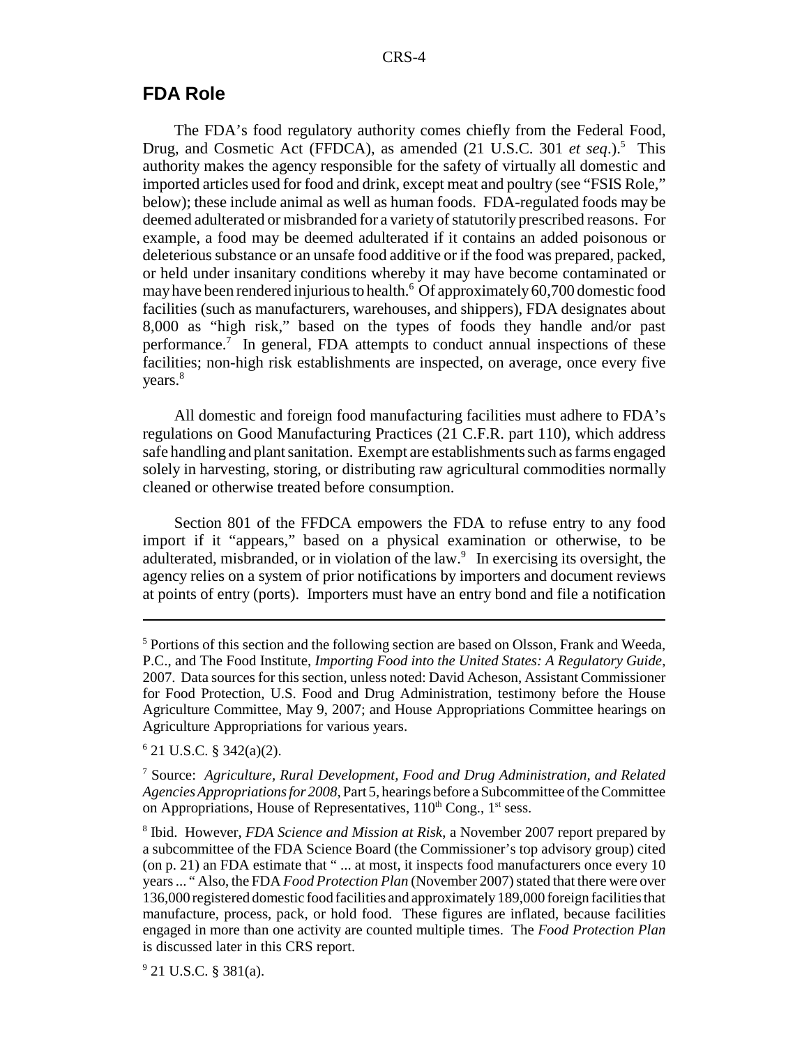## FDA Role

The FDA's food regulatory authority comes chiefly from the Federal Food, Drug, and Cosmetic Act (FFDCA), as amended (21 U.S.C. 301 *et seq*.).[5] This authority makes the agency responsible for the safety of virtually all domestic and imported articles used for food and drink, except meat and poultry (see "FSIS Role," below); these include animal as well as human foods. FDA-regulated foods may be deemed adulterated or misbranded for a variety of statutorily prescribed reasons. For example, a food may be deemed adulterated if it contains an added poisonous or deleterious substance or an unsafe food additive or if the food was prepared, packed, or held under insanitary conditions whereby it may have become contaminated or may have been rendered injurious to health.[6] Of approximately 60,700 domestic food facilities (such as manufacturers, warehouses, and shippers), FDA designates about 8,000 as "high risk," based on the types of foods they handle and/or past performance.[7] In general, FDA attempts to conduct annual inspections of these facilities; non-high risk establishments are inspected, on average, once every five years.[8]

All domestic and foreign food manufacturing facilities must adhere to FDA's regulations on Good Manufacturing Practices (21 C.F.R. part 110), which address safe handling and plant sanitation. Exempt are establishments such as farms engaged solely in harvesting, storing, or distributing raw agricultural commodities normally cleaned or otherwise treated before consumption.

Section 801 of the FFDCA empowers the FDA to refuse entry to any food import if it "appears," based on a physical examination or otherwise, to be adulterated, misbranded, or in violation of the law.[9] In exercising its oversight, the agency relies on a system of prior notifications by importers and document reviews at points of entry (ports). Importers must have an entry bond and file a notification

---

[5] Portions of this section and the following section are based on Olsson, Frank and Weeda, P.C., and The Food Institute, *Importing Food into the United States: A Regulatory Guide*, 2007. Data sources for this section, unless noted: David Acheson, Assistant Commissioner for Food Protection, U.S. Food and Drug Administration, testimony before the House Agriculture Committee, May 9, 2007; and House Appropriations Committee hearings on Agriculture Appropriations for various years.

[6] 21 U.S.C. § 342(a)(2).

[7] Source: *Agriculture, Rural Development, Food and Drug Administration, and Related Agencies Appropriations for 2008*, Part 5, hearings before a Subcommittee of the Committee on Appropriations, House of Representatives, 110th Cong., 1st sess.

[8] Ibid. However, *FDA Science and Mission at Risk*, a November 2007 report prepared by a subcommittee of the FDA Science Board (the Commissioner's top advisory group) cited (on p. 21) an FDA estimate that " ... at most, it inspects food manufacturers once every 10 years ... " Also, the FDA *Food Protection Plan* (November 2007) stated that there were over 136,000 registered domestic food facilities and approximately 189,000 foreign facilities that manufacture, process, pack, or hold food. These figures are inflated, because facilities engaged in more than one activity are counted multiple times. The *Food Protection Plan* is discussed later in this CRS report.

[9] 21 U.S.C. § 381(a).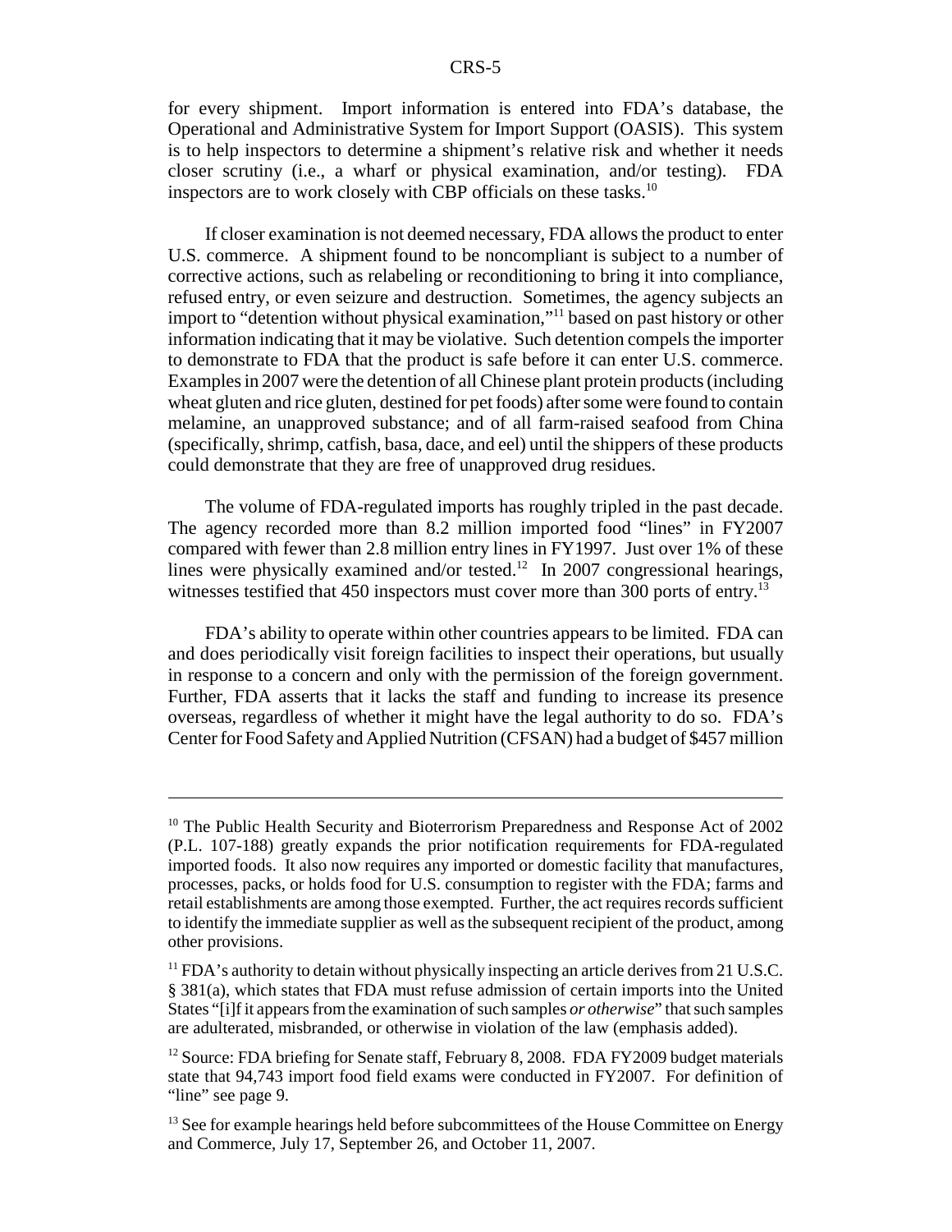for every shipment. Import information is entered into FDA's database, the Operational and Administrative System for Import Support (OASIS). This system is to help inspectors to determine a shipment's relative risk and whether it needs closer scrutiny (i.e., a wharf or physical examination, and/or testing). FDA inspectors are to work closely with CBP officials on these tasks.[10]

If closer examination is not deemed necessary, FDA allows the product to enter U.S. commerce. A shipment found to be noncompliant is subject to a number of corrective actions, such as relabeling or reconditioning to bring it into compliance, refused entry, or even seizure and destruction. Sometimes, the agency subjects an import to "detention without physical examination,"[11] based on past history or other information indicating that it may be violative. Such detention compels the importer to demonstrate to FDA that the product is safe before it can enter U.S. commerce. Examples in 2007 were the detention of all Chinese plant protein products (including wheat gluten and rice gluten, destined for pet foods) after some were found to contain melamine, an unapproved substance; and of all farm-raised seafood from China (specifically, shrimp, catfish, basa, dace, and eel) until the shippers of these products could demonstrate that they are free of unapproved drug residues.

The volume of FDA-regulated imports has roughly tripled in the past decade. The agency recorded more than 8.2 million imported food "lines" in FY2007 compared with fewer than 2.8 million entry lines in FY1997. Just over 1% of these lines were physically examined and/or tested.[12] In 2007 congressional hearings, witnesses testified that 450 inspectors must cover more than 300 ports of entry.[13]

FDA's ability to operate within other countries appears to be limited. FDA can and does periodically visit foreign facilities to inspect their operations, but usually in response to a concern and only with the permission of the foreign government. Further, FDA asserts that it lacks the staff and funding to increase its presence overseas, regardless of whether it might have the legal authority to do so. FDA's Center for Food Safety and Applied Nutrition (CFSAN) had a budget of $457 million

---

[10] The Public Health Security and Bioterrorism Preparedness and Response Act of 2002 (P.L. 107-188) greatly expands the prior notification requirements for FDA-regulated imported foods. It also now requires any imported or domestic facility that manufactures, processes, packs, or holds food for U.S. consumption to register with the FDA; farms and retail establishments are among those exempted. Further, the act requires records sufficient to identify the immediate supplier as well as the subsequent recipient of the product, among other provisions.

[11] FDA's authority to detain without physically inspecting an article derives from 21 U.S.C. § 381(a), which states that FDA must refuse admission of certain imports into the United States "[i]f it appears from the examination of such samples *or otherwise*" that such samples are adulterated, misbranded, or otherwise in violation of the law (emphasis added).

[12] Source: FDA briefing for Senate staff, February 8, 2008. FDA FY2009 budget materials state that 94,743 import food field exams were conducted in FY2007. For definition of "line" see page 9.

[13] See for example hearings held before subcommittees of the House Committee on Energy and Commerce, July 17, September 26, and October 11, 2007.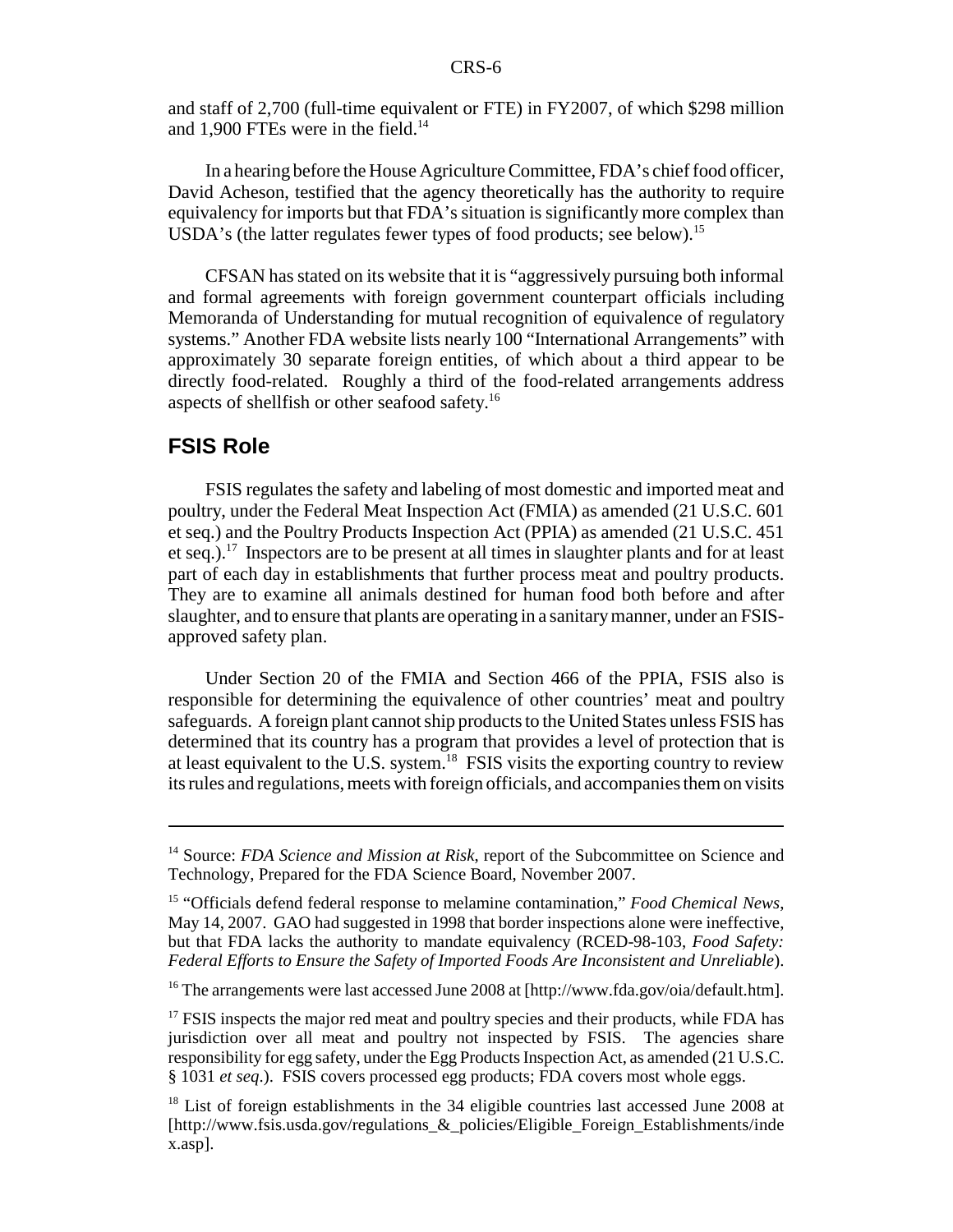and staff of 2,700 (full-time equivalent or FTE) in FY2007, of which $298 million and 1,900 FTEs were in the field.[14]

In a hearing before the House Agriculture Committee, FDA's chief food officer, David Acheson, testified that the agency theoretically has the authority to require equivalency for imports but that FDA's situation is significantly more complex than USDA's (the latter regulates fewer types of food products; see below).[15]

CFSAN has stated on its website that it is "aggressively pursuing both informal and formal agreements with foreign government counterpart officials including Memoranda of Understanding for mutual recognition of equivalence of regulatory systems." Another FDA website lists nearly 100 "International Arrangements" with approximately 30 separate foreign entities, of which about a third appear to be directly food-related. Roughly a third of the food-related arrangements address aspects of shellfish or other seafood safety.[16]

## FSIS Role

FSIS regulates the safety and labeling of most domestic and imported meat and poultry, under the Federal Meat Inspection Act (FMIA) as amended (21 U.S.C. 601 et seq.) and the Poultry Products Inspection Act (PPIA) as amended (21 U.S.C. 451 et seq.).[17] Inspectors are to be present at all times in slaughter plants and for at least part of each day in establishments that further process meat and poultry products. They are to examine all animals destined for human food both before and after slaughter, and to ensure that plants are operating in a sanitary manner, under an FSIS-approved safety plan.

Under Section 20 of the FMIA and Section 466 of the PPIA, FSIS also is responsible for determining the equivalence of other countries' meat and poultry safeguards. A foreign plant cannot ship products to the United States unless FSIS has determined that its country has a program that provides a level of protection that is at least equivalent to the U.S. system.[18] FSIS visits the exporting country to review its rules and regulations, meets with foreign officials, and accompanies them on visits

---

[14] Source: *FDA Science and Mission at Risk*, report of the Subcommittee on Science and Technology, Prepared for the FDA Science Board, November 2007.

[15] "Officials defend federal response to melamine contamination," *Food Chemical News*, May 14, 2007. GAO had suggested in 1998 that border inspections alone were ineffective, but that FDA lacks the authority to mandate equivalency (RCED-98-103, *Food Safety: Federal Efforts to Ensure the Safety of Imported Foods Are Inconsistent and Unreliable*).

[16] The arrangements were last accessed June 2008 at [http://www.fda.gov/oia/default.htm].

[17] FSIS inspects the major red meat and poultry species and their products, while FDA has jurisdiction over all meat and poultry not inspected by FSIS. The agencies share responsibility for egg safety, under the Egg Products Inspection Act, as amended (21 U.S.C. § 1031 *et seq*.). FSIS covers processed egg products; FDA covers most whole eggs.

[18] List of foreign establishments in the 34 eligible countries last accessed June 2008 at [http://www.fsis.usda.gov/regulations_&_policies/Eligible_Foreign_Establishments/index.asp].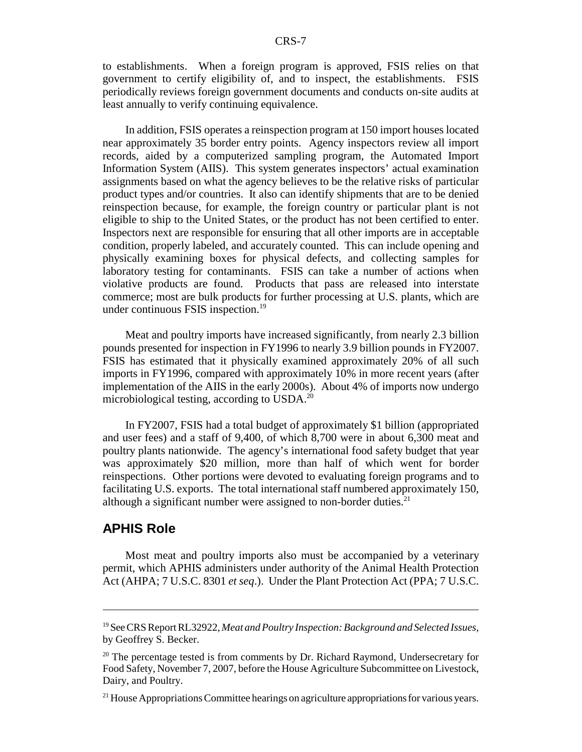to establishments. When a foreign program is approved, FSIS relies on that government to certify eligibility of, and to inspect, the establishments. FSIS periodically reviews foreign government documents and conducts on-site audits at least annually to verify continuing equivalence.

In addition, FSIS operates a reinspection program at 150 import houses located near approximately 35 border entry points. Agency inspectors review all import records, aided by a computerized sampling program, the Automated Import Information System (AIIS). This system generates inspectors' actual examination assignments based on what the agency believes to be the relative risks of particular product types and/or countries. It also can identify shipments that are to be denied reinspection because, for example, the foreign country or particular plant is not eligible to ship to the United States, or the product has not been certified to enter. Inspectors next are responsible for ensuring that all other imports are in acceptable condition, properly labeled, and accurately counted. This can include opening and physically examining boxes for physical defects, and collecting samples for laboratory testing for contaminants. FSIS can take a number of actions when violative products are found. Products that pass are released into interstate commerce; most are bulk products for further processing at U.S. plants, which are under continuous FSIS inspection.[19]

Meat and poultry imports have increased significantly, from nearly 2.3 billion pounds presented for inspection in FY1996 to nearly 3.9 billion pounds in FY2007. FSIS has estimated that it physically examined approximately 20% of all such imports in FY1996, compared with approximately 10% in more recent years (after implementation of the AIIS in the early 2000s). About 4% of imports now undergo microbiological testing, according to USDA.[20]

In FY2007, FSIS had a total budget of approximately $1 billion (appropriated and user fees) and a staff of 9,400, of which 8,700 were in about 6,300 meat and poultry plants nationwide. The agency's international food safety budget that year was approximately $20 million, more than half of which went for border reinspections. Other portions were devoted to evaluating foreign programs and to facilitating U.S. exports. The total international staff numbered approximately 150, although a significant number were assigned to non-border duties.[21]

## APHIS Role

Most meat and poultry imports also must be accompanied by a veterinary permit, which APHIS administers under authority of the Animal Health Protection Act (AHPA; 7 U.S.C. 8301 *et seq*.). Under the Plant Protection Act (PPA; 7 U.S.C.

---

[19] See CRS Report RL32922, *Meat and Poultry Inspection: Background and Selected Issues*, by Geoffrey S. Becker.

[20] The percentage tested is from comments by Dr. Richard Raymond, Undersecretary for Food Safety, November 7, 2007, before the House Agriculture Subcommittee on Livestock, Dairy, and Poultry.

[21] House Appropriations Committee hearings on agriculture appropriations for various years.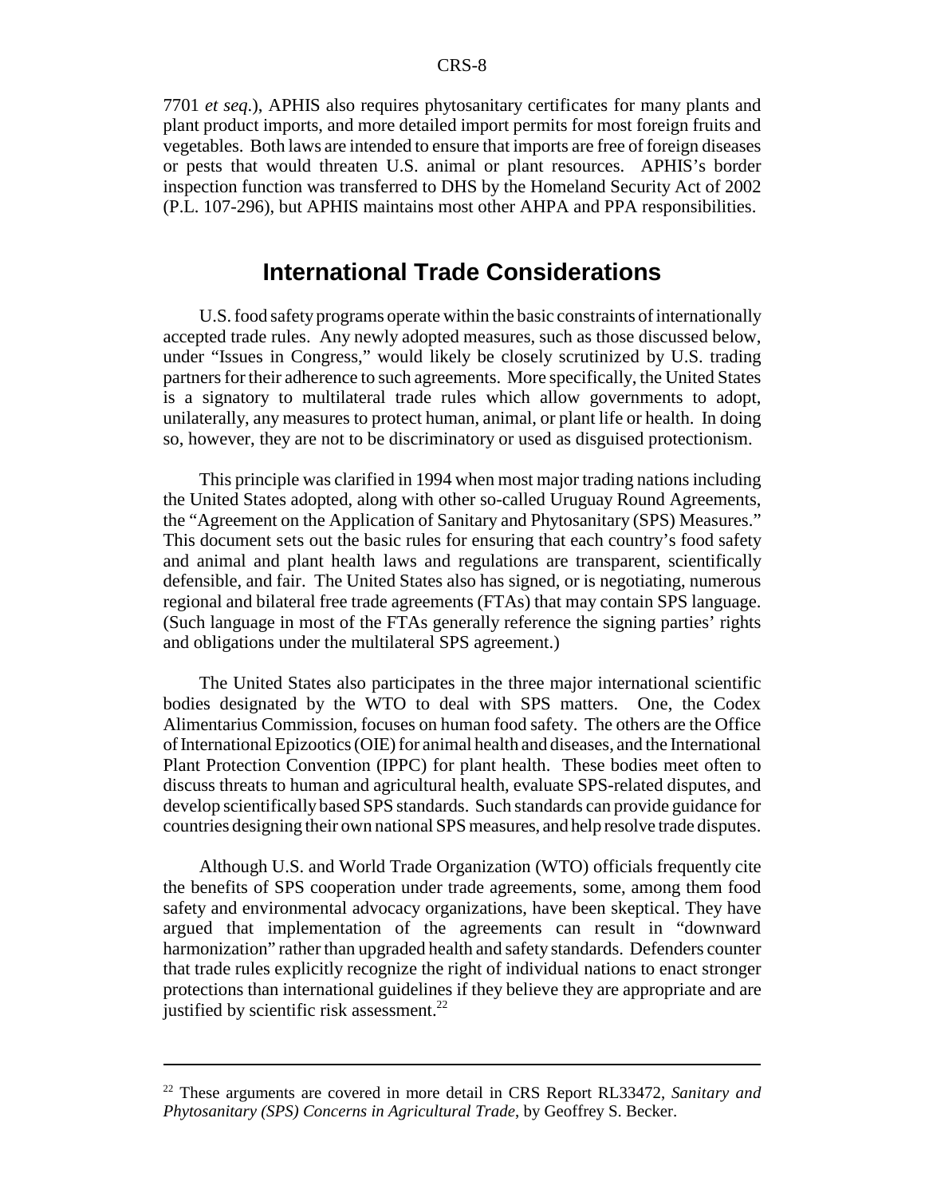7701 *et seq*.), APHIS also requires phytosanitary certificates for many plants and plant product imports, and more detailed import permits for most foreign fruits and vegetables. Both laws are intended to ensure that imports are free of foreign diseases or pests that would threaten U.S. animal or plant resources. APHIS's border inspection function was transferred to DHS by the Homeland Security Act of 2002 (P.L. 107-296), but APHIS maintains most other AHPA and PPA responsibilities.

## International Trade Considerations

U.S. food safety programs operate within the basic constraints of internationally accepted trade rules. Any newly adopted measures, such as those discussed below, under "Issues in Congress," would likely be closely scrutinized by U.S. trading partners for their adherence to such agreements. More specifically, the United States is a signatory to multilateral trade rules which allow governments to adopt, unilaterally, any measures to protect human, animal, or plant life or health. In doing so, however, they are not to be discriminatory or used as disguised protectionism.

This principle was clarified in 1994 when most major trading nations including the United States adopted, along with other so-called Uruguay Round Agreements, the "Agreement on the Application of Sanitary and Phytosanitary (SPS) Measures." This document sets out the basic rules for ensuring that each country's food safety and animal and plant health laws and regulations are transparent, scientifically defensible, and fair. The United States also has signed, or is negotiating, numerous regional and bilateral free trade agreements (FTAs) that may contain SPS language. (Such language in most of the FTAs generally reference the signing parties' rights and obligations under the multilateral SPS agreement.)

The United States also participates in the three major international scientific bodies designated by the WTO to deal with SPS matters. One, the Codex Alimentarius Commission, focuses on human food safety. The others are the Office of International Epizootics (OIE) for animal health and diseases, and the International Plant Protection Convention (IPPC) for plant health. These bodies meet often to discuss threats to human and agricultural health, evaluate SPS-related disputes, and develop scientifically based SPS standards. Such standards can provide guidance for countries designing their own national SPS measures, and help resolve trade disputes.

Although U.S. and World Trade Organization (WTO) officials frequently cite the benefits of SPS cooperation under trade agreements, some, among them food safety and environmental advocacy organizations, have been skeptical. They have argued that implementation of the agreements can result in "downward harmonization" rather than upgraded health and safety standards. Defenders counter that trade rules explicitly recognize the right of individual nations to enact stronger protections than international guidelines if they believe they are appropriate and are justified by scientific risk assessment.[22]

---

[22] These arguments are covered in more detail in CRS Report RL33472, *Sanitary and Phytosanitary (SPS) Concerns in Agricultural Trade*, by Geoffrey S. Becker.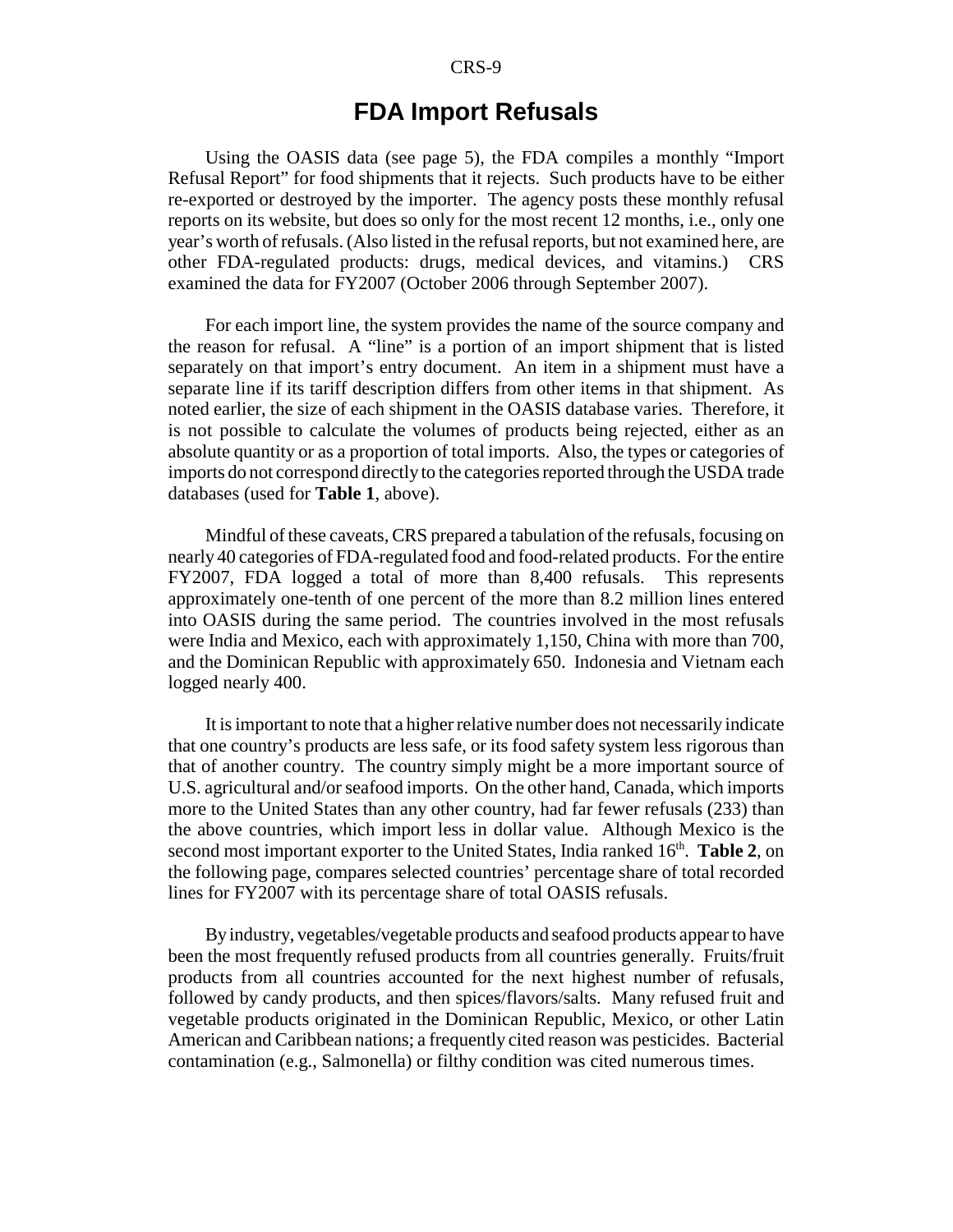# FDA Import Refusals

Using the OASIS data (see page 5), the FDA compiles a monthly "Import Refusal Report" for food shipments that it rejects. Such products have to be either re-exported or destroyed by the importer. The agency posts these monthly refusal reports on its website, but does so only for the most recent 12 months, i.e., only one year's worth of refusals. (Also listed in the refusal reports, but not examined here, are other FDA-regulated products: drugs, medical devices, and vitamins.) CRS examined the data for FY2007 (October 2006 through September 2007).

For each import line, the system provides the name of the source company and the reason for refusal. A "line" is a portion of an import shipment that is listed separately on that import's entry document. An item in a shipment must have a separate line if its tariff description differs from other items in that shipment. As noted earlier, the size of each shipment in the OASIS database varies. Therefore, it is not possible to calculate the volumes of products being rejected, either as an absolute quantity or as a proportion of total imports. Also, the types or categories of imports do not correspond directly to the categories reported through the USDA trade databases (used for **Table 1**, above).

Mindful of these caveats, CRS prepared a tabulation of the refusals, focusing on nearly 40 categories of FDA-regulated food and food-related products. For the entire FY2007, FDA logged a total of more than 8,400 refusals. This represents approximately one-tenth of one percent of the more than 8.2 million lines entered into OASIS during the same period. The countries involved in the most refusals were India and Mexico, each with approximately 1,150, China with more than 700, and the Dominican Republic with approximately 650. Indonesia and Vietnam each logged nearly 400.

It is important to note that a higher relative number does not necessarily indicate that one country's products are less safe, or its food safety system less rigorous than that of another country. The country simply might be a more important source of U.S. agricultural and/or seafood imports. On the other hand, Canada, which imports more to the United States than any other country, had far fewer refusals (233) than the above countries, which import less in dollar value. Although Mexico is the second most important exporter to the United States, India ranked 16th. **Table 2**, on the following page, compares selected countries' percentage share of total recorded lines for FY2007 with its percentage share of total OASIS refusals.

By industry, vegetables/vegetable products and seafood products appear to have been the most frequently refused products from all countries generally. Fruits/fruit products from all countries accounted for the next highest number of refusals, followed by candy products, and then spices/flavors/salts. Many refused fruit and vegetable products originated in the Dominican Republic, Mexico, or other Latin American and Caribbean nations; a frequently cited reason was pesticides. Bacterial contamination (e.g., Salmonella) or filthy condition was cited numerous times.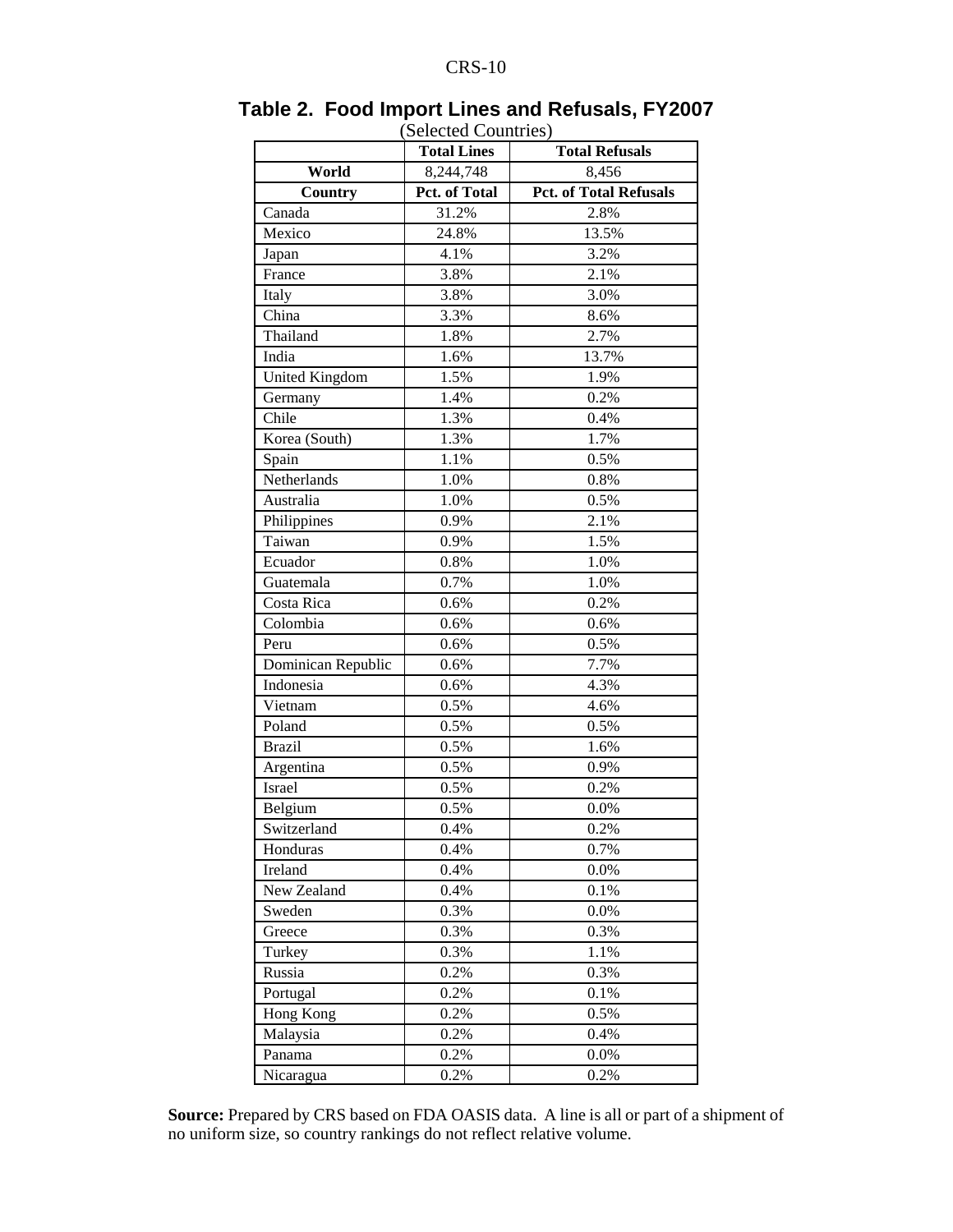## Table 2. Food Import Lines and Refusals, FY2007

(Selected Countries)

| | Total Lines | Total Refusals |
|---|---|---|
| **World** | 8,244,748 | 8,456 |
| **Country** | **Pct. of Total** | **Pct. of Total Refusals** |
| Canada | 31.2% | 2.8% |
| Mexico | 24.8% | 13.5% |
| Japan | 4.1% | 3.2% |
| France | 3.8% | 2.1% |
| Italy | 3.8% | 3.0% |
| China | 3.3% | 8.6% |
| Thailand | 1.8% | 2.7% |
| India | 1.6% | 13.7% |
| United Kingdom | 1.5% | 1.9% |
| Germany | 1.4% | 0.2% |
| Chile | 1.3% | 0.4% |
| Korea (South) | 1.3% | 1.7% |
| Spain | 1.1% | 0.5% |
| Netherlands | 1.0% | 0.8% |
| Australia | 1.0% | 0.5% |
| Philippines | 0.9% | 2.1% |
| Taiwan | 0.9% | 1.5% |
| Ecuador | 0.8% | 1.0% |
| Guatemala | 0.7% | 1.0% |
| Costa Rica | 0.6% | 0.2% |
| Colombia | 0.6% | 0.6% |
| Peru | 0.6% | 0.5% |
| Dominican Republic | 0.6% | 7.7% |
| Indonesia | 0.6% | 4.3% |
| Vietnam | 0.5% | 4.6% |
| Poland | 0.5% | 0.5% |
| Brazil | 0.5% | 1.6% |
| Argentina | 0.5% | 0.9% |
| Israel | 0.5% | 0.2% |
| Belgium | 0.5% | 0.0% |
| Switzerland | 0.4% | 0.2% |
| Honduras | 0.4% | 0.7% |
| Ireland | 0.4% | 0.0% |
| New Zealand | 0.4% | 0.1% |
| Sweden | 0.3% | 0.0% |
| Greece | 0.3% | 0.3% |
| Turkey | 0.3% | 1.1% |
| Russia | 0.2% | 0.3% |
| Portugal | 0.2% | 0.1% |
| Hong Kong | 0.2% | 0.5% |
| Malaysia | 0.2% | 0.4% |
| Panama | 0.2% | 0.0% |
| Nicaragua | 0.2% | 0.2% |

**Source:** Prepared by CRS based on FDA OASIS data. A line is all or part of a shipment of no uniform size, so country rankings do not reflect relative volume.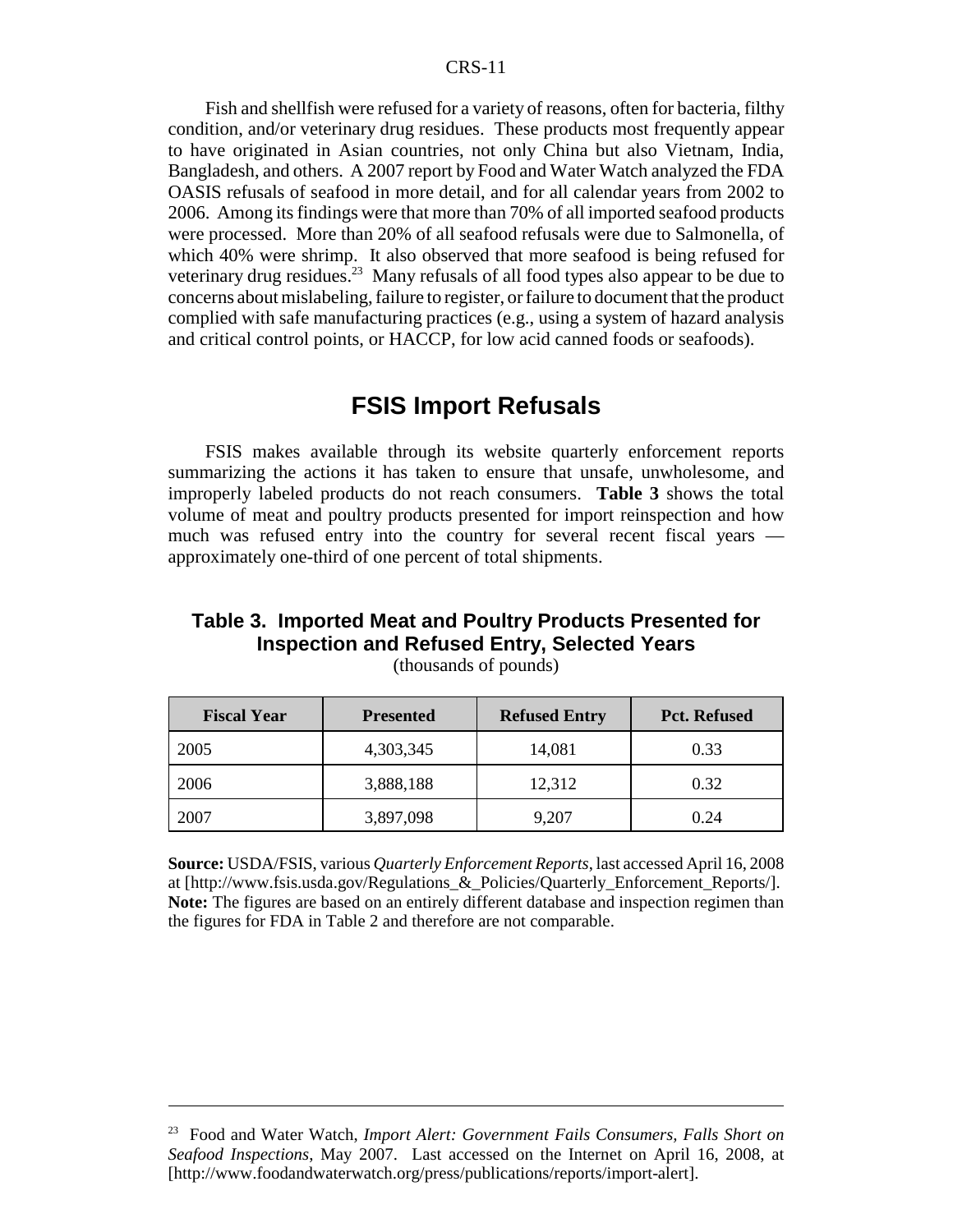Fish and shellfish were refused for a variety of reasons, often for bacteria, filthy condition, and/or veterinary drug residues. These products most frequently appear to have originated in Asian countries, not only China but also Vietnam, India, Bangladesh, and others. A 2007 report by Food and Water Watch analyzed the FDA OASIS refusals of seafood in more detail, and for all calendar years from 2002 to 2006. Among its findings were that more than 70% of all imported seafood products were processed. More than 20% of all seafood refusals were due to Salmonella, of which 40% were shrimp. It also observed that more seafood is being refused for veterinary drug residues.[23] Many refusals of all food types also appear to be due to concerns about mislabeling, failure to register, or failure to document that the product complied with safe manufacturing practices (e.g., using a system of hazard analysis and critical control points, or HACCP, for low acid canned foods or seafoods).

## FSIS Import Refusals

FSIS makes available through its website quarterly enforcement reports summarizing the actions it has taken to ensure that unsafe, unwholesome, and improperly labeled products do not reach consumers. **Table 3** shows the total volume of meat and poultry products presented for import reinspection and how much was refused entry into the country for several recent fiscal years — approximately one-third of one percent of total shipments.

### Table 3. Imported Meat and Poultry Products Presented for Inspection and Refused Entry, Selected Years

(thousands of pounds)

| Fiscal Year | Presented | Refused Entry | Pct. Refused |
|---|---|---|---|
| 2005 | 4,303,345 | 14,081 | 0.33 |
| 2006 | 3,888,188 | 12,312 | 0.32 |
| 2007 | 3,897,098 | 9,207 | 0.24 |

**Source:** USDA/FSIS, various *Quarterly Enforcement Reports*, last accessed April 16, 2008 at [http://www.fsis.usda.gov/Regulations_&_Policies/Quarterly_Enforcement_Reports/].
**Note:** The figures are based on an entirely different database and inspection regimen than the figures for FDA in Table 2 and therefore are not comparable.

---

[23] Food and Water Watch, *Import Alert: Government Fails Consumers, Falls Short on Seafood Inspections*, May 2007. Last accessed on the Internet on April 16, 2008, at [http://www.foodandwaterwatch.org/press/publications/reports/import-alert].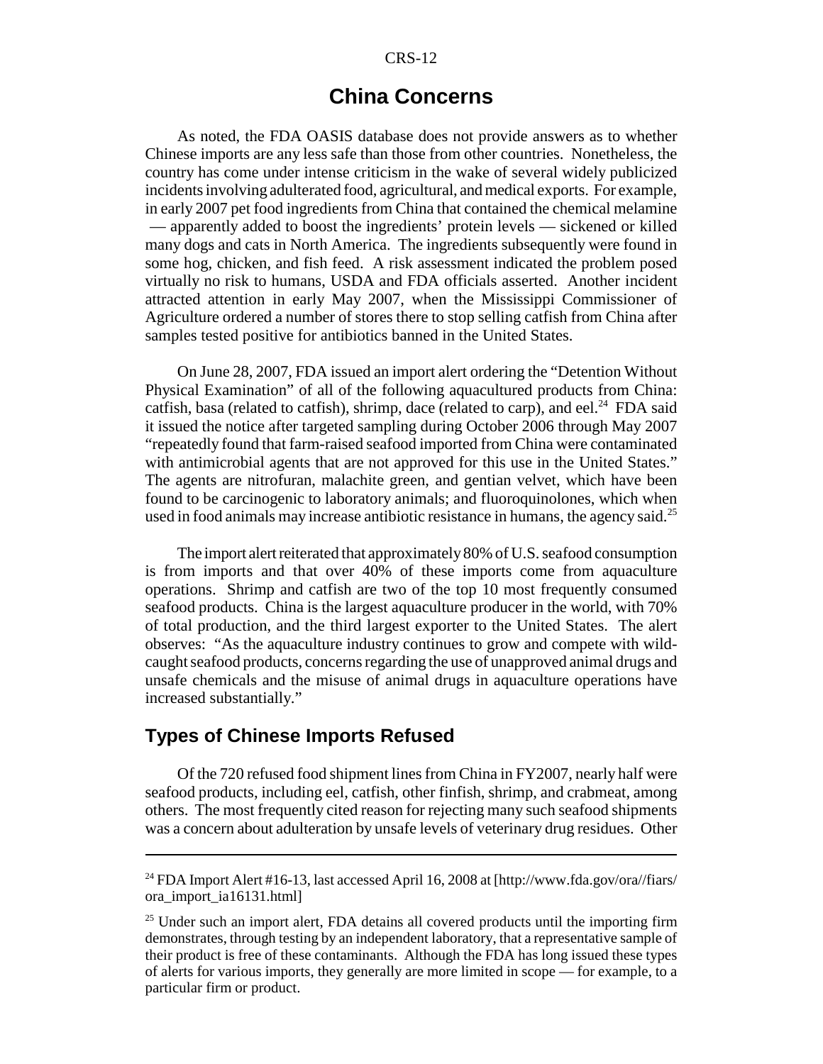# China Concerns

As noted, the FDA OASIS database does not provide answers as to whether Chinese imports are any less safe than those from other countries. Nonetheless, the country has come under intense criticism in the wake of several widely publicized incidents involving adulterated food, agricultural, and medical exports. For example, in early 2007 pet food ingredients from China that contained the chemical melamine — apparently added to boost the ingredients' protein levels — sickened or killed many dogs and cats in North America. The ingredients subsequently were found in some hog, chicken, and fish feed. A risk assessment indicated the problem posed virtually no risk to humans, USDA and FDA officials asserted. Another incident attracted attention in early May 2007, when the Mississippi Commissioner of Agriculture ordered a number of stores there to stop selling catfish from China after samples tested positive for antibiotics banned in the United States.

On June 28, 2007, FDA issued an import alert ordering the "Detention Without Physical Examination" of all of the following aquacultured products from China: catfish, basa (related to catfish), shrimp, dace (related to carp), and eel.[24] FDA said it issued the notice after targeted sampling during October 2006 through May 2007 "repeatedly found that farm-raised seafood imported from China were contaminated with antimicrobial agents that are not approved for this use in the United States." The agents are nitrofuran, malachite green, and gentian velvet, which have been found to be carcinogenic to laboratory animals; and fluoroquinolones, which when used in food animals may increase antibiotic resistance in humans, the agency said.[25]

The import alert reiterated that approximately 80% of U.S. seafood consumption is from imports and that over 40% of these imports come from aquaculture operations. Shrimp and catfish are two of the top 10 most frequently consumed seafood products. China is the largest aquaculture producer in the world, with 70% of total production, and the third largest exporter to the United States. The alert observes: "As the aquaculture industry continues to grow and compete with wild-caught seafood products, concerns regarding the use of unapproved animal drugs and unsafe chemicals and the misuse of animal drugs in aquaculture operations have increased substantially."

## Types of Chinese Imports Refused

Of the 720 refused food shipment lines from China in FY2007, nearly half were seafood products, including eel, catfish, other finfish, shrimp, and crabmeat, among others. The most frequently cited reason for rejecting many such seafood shipments was a concern about adulteration by unsafe levels of veterinary drug residues. Other

---

[24] FDA Import Alert #16-13, last accessed April 16, 2008 at [http://www.fda.gov/ora//fiars/ora_import_ia16131.html]

[25] Under such an import alert, FDA detains all covered products until the importing firm demonstrates, through testing by an independent laboratory, that a representative sample of their product is free of these contaminants. Although the FDA has long issued these types of alerts for various imports, they generally are more limited in scope — for example, to a particular firm or product.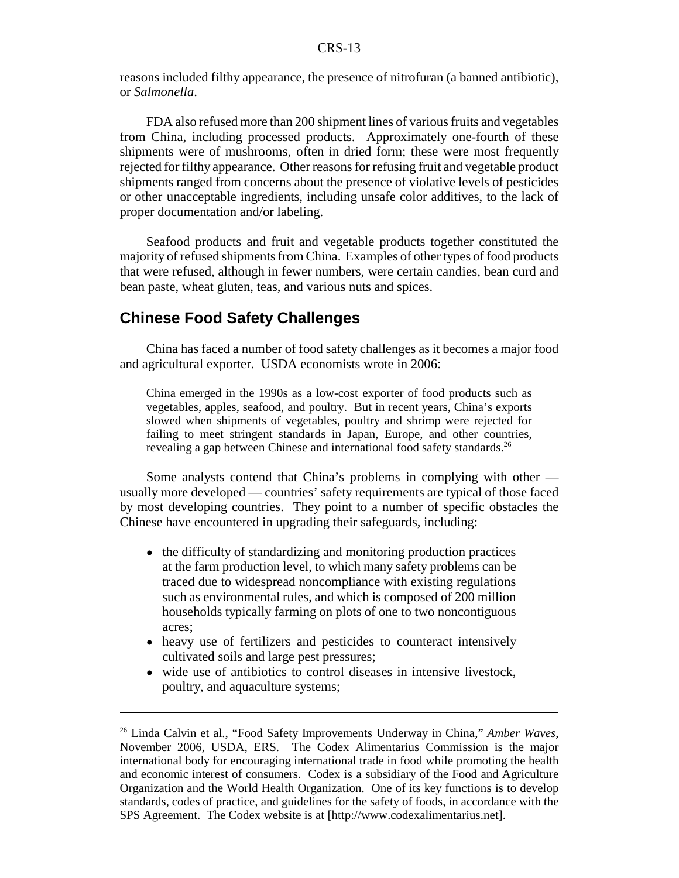reasons included filthy appearance, the presence of nitrofuran (a banned antibiotic), or *Salmonella*.

FDA also refused more than 200 shipment lines of various fruits and vegetables from China, including processed products. Approximately one-fourth of these shipments were of mushrooms, often in dried form; these were most frequently rejected for filthy appearance. Other reasons for refusing fruit and vegetable product shipments ranged from concerns about the presence of violative levels of pesticides or other unacceptable ingredients, including unsafe color additives, to the lack of proper documentation and/or labeling.

Seafood products and fruit and vegetable products together constituted the majority of refused shipments from China. Examples of other types of food products that were refused, although in fewer numbers, were certain candies, bean curd and bean paste, wheat gluten, teas, and various nuts and spices.

## Chinese Food Safety Challenges

China has faced a number of food safety challenges as it becomes a major food and agricultural exporter. USDA economists wrote in 2006:

> China emerged in the 1990s as a low-cost exporter of food products such as vegetables, apples, seafood, and poultry. But in recent years, China's exports slowed when shipments of vegetables, poultry and shrimp were rejected for failing to meet stringent standards in Japan, Europe, and other countries, revealing a gap between Chinese and international food safety standards.[26]

Some analysts contend that China's problems in complying with other — usually more developed — countries' safety requirements are typical of those faced by most developing countries. They point to a number of specific obstacles the Chinese have encountered in upgrading their safeguards, including:

- the difficulty of standardizing and monitoring production practices at the farm production level, to which many safety problems can be traced due to widespread noncompliance with existing regulations such as environmental rules, and which is composed of 200 million households typically farming on plots of one to two noncontiguous acres;
- heavy use of fertilizers and pesticides to counteract intensively cultivated soils and large pest pressures;
- wide use of antibiotics to control diseases in intensive livestock, poultry, and aquaculture systems;

---

[26] Linda Calvin et al., "Food Safety Improvements Underway in China," *Amber Waves*, November 2006, USDA, ERS. The Codex Alimentarius Commission is the major international body for encouraging international trade in food while promoting the health and economic interest of consumers. Codex is a subsidiary of the Food and Agriculture Organization and the World Health Organization. One of its key functions is to develop standards, codes of practice, and guidelines for the safety of foods, in accordance with the SPS Agreement. The Codex website is at [http://www.codexalimentarius.net].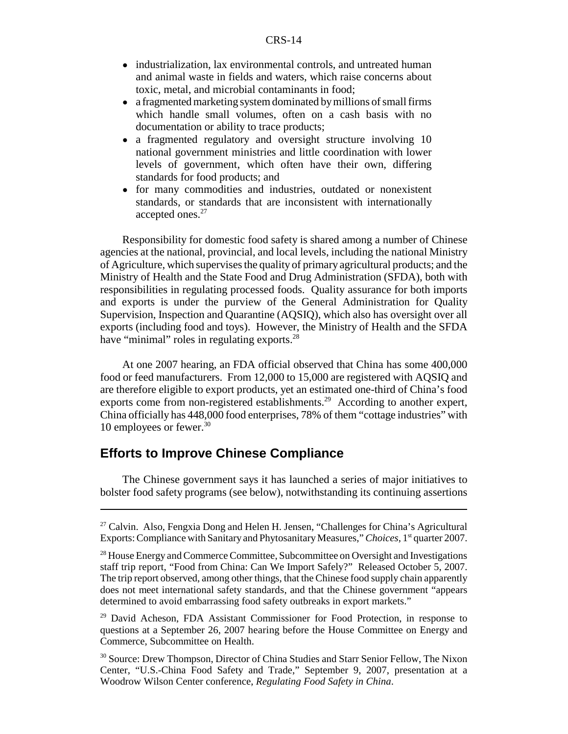- industrialization, lax environmental controls, and untreated human and animal waste in fields and waters, which raise concerns about toxic, metal, and microbial contaminants in food;
- a fragmented marketing system dominated by millions of small firms which handle small volumes, often on a cash basis with no documentation or ability to trace products;
- a fragmented regulatory and oversight structure involving 10 national government ministries and little coordination with lower levels of government, which often have their own, differing standards for food products; and
- for many commodities and industries, outdated or nonexistent standards, or standards that are inconsistent with internationally accepted ones.[27]

Responsibility for domestic food safety is shared among a number of Chinese agencies at the national, provincial, and local levels, including the national Ministry of Agriculture, which supervises the quality of primary agricultural products; and the Ministry of Health and the State Food and Drug Administration (SFDA), both with responsibilities in regulating processed foods. Quality assurance for both imports and exports is under the purview of the General Administration for Quality Supervision, Inspection and Quarantine (AQSIQ), which also has oversight over all exports (including food and toys). However, the Ministry of Health and the SFDA have "minimal" roles in regulating exports.[28]

At one 2007 hearing, an FDA official observed that China has some 400,000 food or feed manufacturers. From 12,000 to 15,000 are registered with AQSIQ and are therefore eligible to export products, yet an estimated one-third of China's food exports come from non-registered establishments.[29] According to another expert, China officially has 448,000 food enterprises, 78% of them "cottage industries" with 10 employees or fewer.[30]

## Efforts to Improve Chinese Compliance

The Chinese government says it has launched a series of major initiatives to bolster food safety programs (see below), notwithstanding its continuing assertions

---

[27] Calvin. Also, Fengxia Dong and Helen H. Jensen, "Challenges for China's Agricultural Exports: Compliance with Sanitary and Phytosanitary Measures," *Choices*, 1st quarter 2007.

[28] House Energy and Commerce Committee, Subcommittee on Oversight and Investigations staff trip report, "Food from China: Can We Import Safely?" Released October 5, 2007. The trip report observed, among other things, that the Chinese food supply chain apparently does not meet international safety standards, and that the Chinese government "appears determined to avoid embarrassing food safety outbreaks in export markets."

[29] David Acheson, FDA Assistant Commissioner for Food Protection, in response to questions at a September 26, 2007 hearing before the House Committee on Energy and Commerce, Subcommittee on Health.

[30] Source: Drew Thompson, Director of China Studies and Starr Senior Fellow, The Nixon Center, "U.S.-China Food Safety and Trade," September 9, 2007, presentation at a Woodrow Wilson Center conference, *Regulating Food Safety in China*.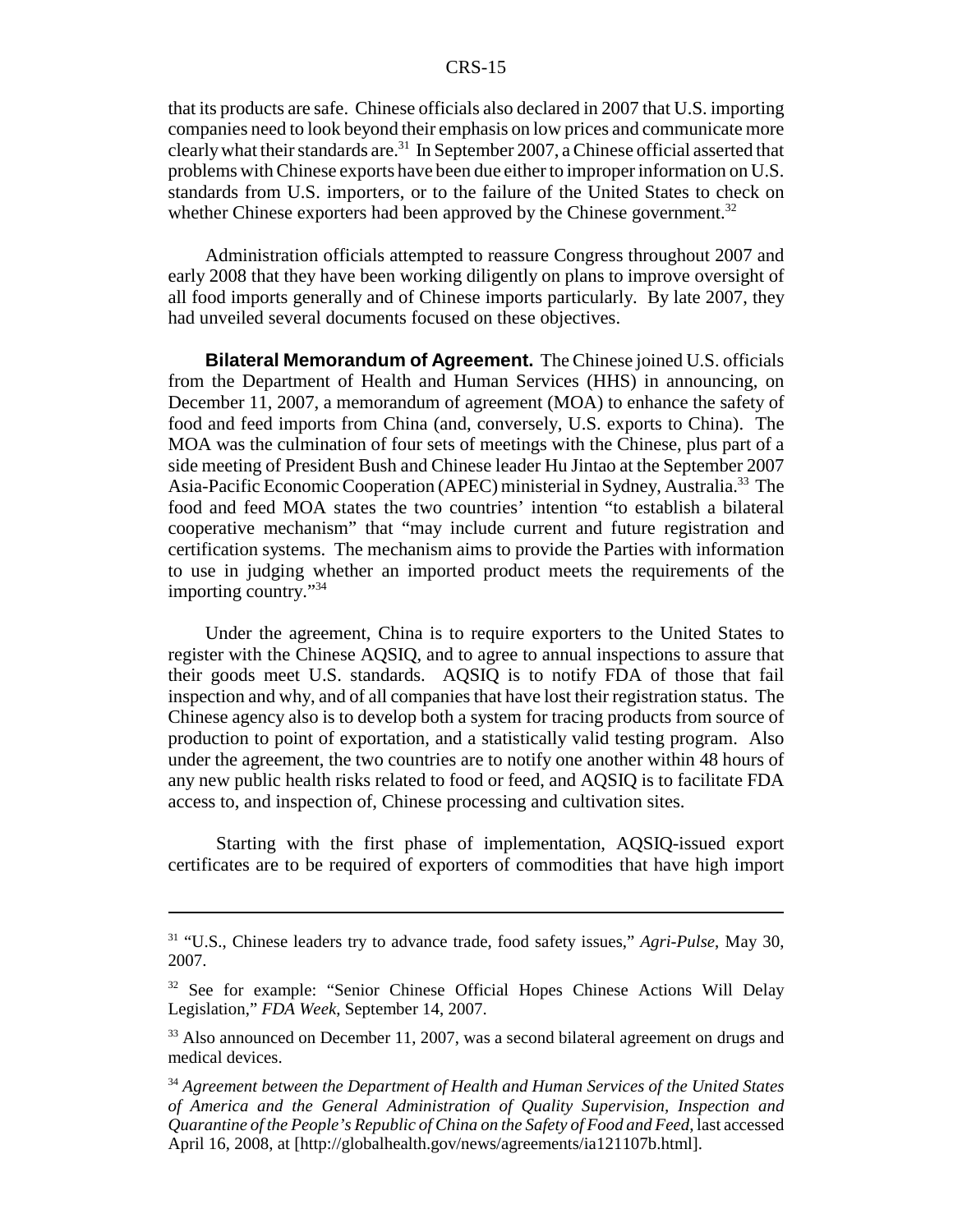that its products are safe. Chinese officials also declared in 2007 that U.S. importing companies need to look beyond their emphasis on low prices and communicate more clearly what their standards are.[31] In September 2007, a Chinese official asserted that problems with Chinese exports have been due either to improper information on U.S. standards from U.S. importers, or to the failure of the United States to check on whether Chinese exporters had been approved by the Chinese government.[32]

Administration officials attempted to reassure Congress throughout 2007 and early 2008 that they have been working diligently on plans to improve oversight of all food imports generally and of Chinese imports particularly. By late 2007, they had unveiled several documents focused on these objectives.

**Bilateral Memorandum of Agreement.** The Chinese joined U.S. officials from the Department of Health and Human Services (HHS) in announcing, on December 11, 2007, a memorandum of agreement (MOA) to enhance the safety of food and feed imports from China (and, conversely, U.S. exports to China). The MOA was the culmination of four sets of meetings with the Chinese, plus part of a side meeting of President Bush and Chinese leader Hu Jintao at the September 2007 Asia-Pacific Economic Cooperation (APEC) ministerial in Sydney, Australia.[33] The food and feed MOA states the two countries' intention "to establish a bilateral cooperative mechanism" that "may include current and future registration and certification systems. The mechanism aims to provide the Parties with information to use in judging whether an imported product meets the requirements of the importing country."[34]

Under the agreement, China is to require exporters to the United States to register with the Chinese AQSIQ, and to agree to annual inspections to assure that their goods meet U.S. standards. AQSIQ is to notify FDA of those that fail inspection and why, and of all companies that have lost their registration status. The Chinese agency also is to develop both a system for tracing products from source of production to point of exportation, and a statistically valid testing program. Also under the agreement, the two countries are to notify one another within 48 hours of any new public health risks related to food or feed, and AQSIQ is to facilitate FDA access to, and inspection of, Chinese processing and cultivation sites.

Starting with the first phase of implementation, AQSIQ-issued export certificates are to be required of exporters of commodities that have high import

---

[31] "U.S., Chinese leaders try to advance trade, food safety issues," *Agri-Pulse*, May 30, 2007.

[32] See for example: "Senior Chinese Official Hopes Chinese Actions Will Delay Legislation," *FDA Week*, September 14, 2007.

[33] Also announced on December 11, 2007, was a second bilateral agreement on drugs and medical devices.

[34] *Agreement between the Department of Health and Human Services of the United States of America and the General Administration of Quality Supervision, Inspection and Quarantine of the People's Republic of China on the Safety of Food and Feed*, last accessed April 16, 2008, at [http://globalhealth.gov/news/agreements/ia121107b.html].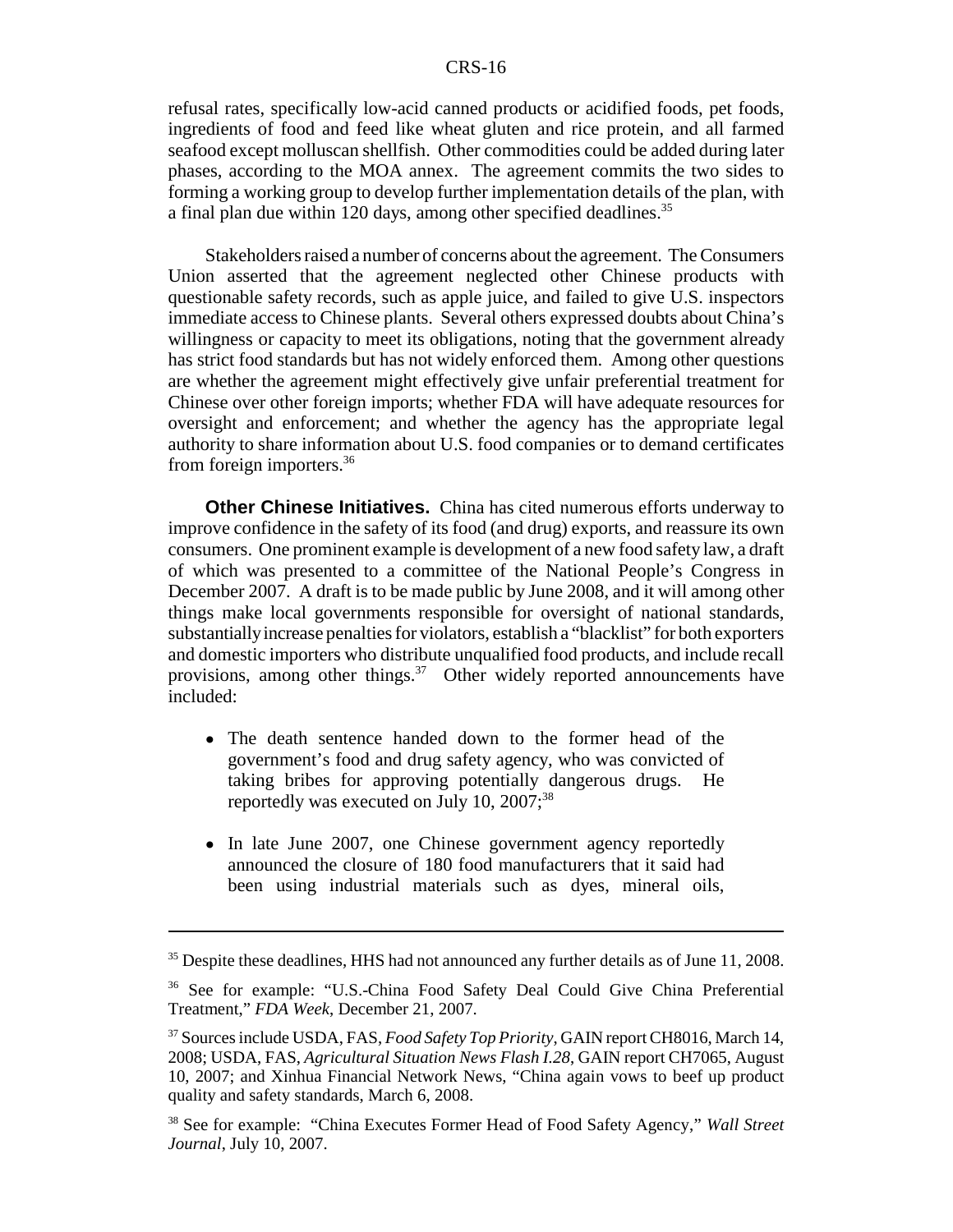refusal rates, specifically low-acid canned products or acidified foods, pet foods, ingredients of food and feed like wheat gluten and rice protein, and all farmed seafood except molluscan shellfish. Other commodities could be added during later phases, according to the MOA annex. The agreement commits the two sides to forming a working group to develop further implementation details of the plan, with a final plan due within 120 days, among other specified deadlines.[35]

Stakeholders raised a number of concerns about the agreement. The Consumers Union asserted that the agreement neglected other Chinese products with questionable safety records, such as apple juice, and failed to give U.S. inspectors immediate access to Chinese plants. Several others expressed doubts about China's willingness or capacity to meet its obligations, noting that the government already has strict food standards but has not widely enforced them. Among other questions are whether the agreement might effectively give unfair preferential treatment for Chinese over other foreign imports; whether FDA will have adequate resources for oversight and enforcement; and whether the agency has the appropriate legal authority to share information about U.S. food companies or to demand certificates from foreign importers.[36]

**Other Chinese Initiatives.** China has cited numerous efforts underway to improve confidence in the safety of its food (and drug) exports, and reassure its own consumers. One prominent example is development of a new food safety law, a draft of which was presented to a committee of the National People's Congress in December 2007. A draft is to be made public by June 2008, and it will among other things make local governments responsible for oversight of national standards, substantially increase penalties for violators, establish a "blacklist" for both exporters and domestic importers who distribute unqualified food products, and include recall provisions, among other things.[37] Other widely reported announcements have included:

- The death sentence handed down to the former head of the government's food and drug safety agency, who was convicted of taking bribes for approving potentially dangerous drugs. He reportedly was executed on July 10, 2007;[38]
- In late June 2007, one Chinese government agency reportedly announced the closure of 180 food manufacturers that it said had been using industrial materials such as dyes, mineral oils,

---

[35] Despite these deadlines, HHS had not announced any further details as of June 11, 2008.

[36] See for example: "U.S.-China Food Safety Deal Could Give China Preferential Treatment," *FDA Week*, December 21, 2007.

[37] Sources include USDA, FAS, *Food Safety Top Priority*, GAIN report CH8016, March 14, 2008; USDA, FAS, *Agricultural Situation News Flash I.28*, GAIN report CH7065, August 10, 2007; and Xinhua Financial Network News, "China again vows to beef up product quality and safety standards, March 6, 2008.

[38] See for example: "China Executes Former Head of Food Safety Agency," *Wall Street Journal*, July 10, 2007.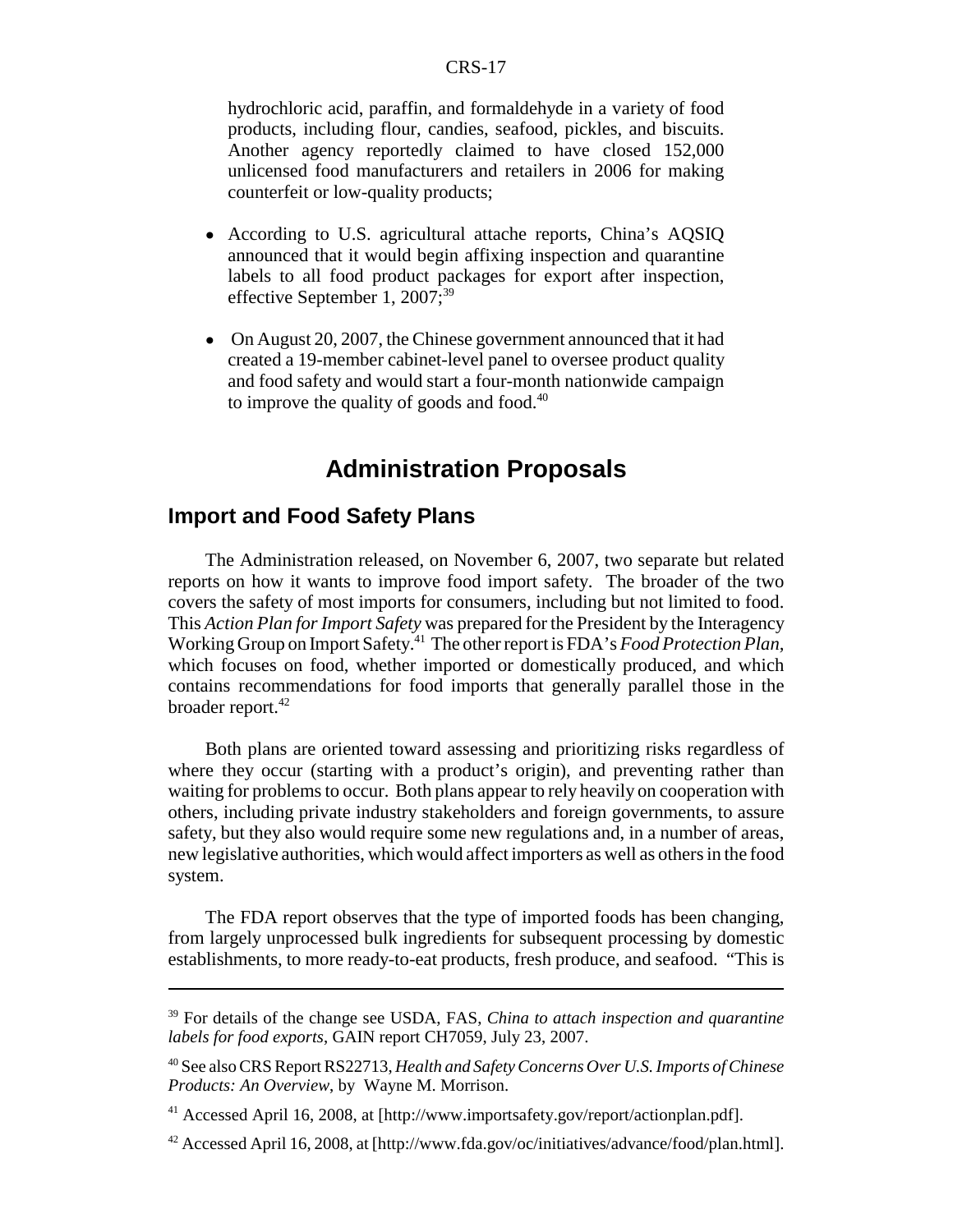hydrochloric acid, paraffin, and formaldehyde in a variety of food products, including flour, candies, seafood, pickles, and biscuits. Another agency reportedly claimed to have closed 152,000 unlicensed food manufacturers and retailers in 2006 for making counterfeit or low-quality products;

- According to U.S. agricultural attache reports, China's AQSIQ announced that it would begin affixing inspection and quarantine labels to all food product packages for export after inspection, effective September 1, 2007;[39]
- On August 20, 2007, the Chinese government announced that it had created a 19-member cabinet-level panel to oversee product quality and food safety and would start a four-month nationwide campaign to improve the quality of goods and food.[40]

# Administration Proposals

## Import and Food Safety Plans

The Administration released, on November 6, 2007, two separate but related reports on how it wants to improve food import safety. The broader of the two covers the safety of most imports for consumers, including but not limited to food. This *Action Plan for Import Safety* was prepared for the President by the Interagency Working Group on Import Safety.[41] The other report is FDA's *Food Protection Plan*, which focuses on food, whether imported or domestically produced, and which contains recommendations for food imports that generally parallel those in the broader report.[42]

Both plans are oriented toward assessing and prioritizing risks regardless of where they occur (starting with a product's origin), and preventing rather than waiting for problems to occur. Both plans appear to rely heavily on cooperation with others, including private industry stakeholders and foreign governments, to assure safety, but they also would require some new regulations and, in a number of areas, new legislative authorities, which would affect importers as well as others in the food system.

The FDA report observes that the type of imported foods has been changing, from largely unprocessed bulk ingredients for subsequent processing by domestic establishments, to more ready-to-eat products, fresh produce, and seafood. "This is

---

[39] For details of the change see USDA, FAS, *China to attach inspection and quarantine labels for food exports*, GAIN report CH7059, July 23, 2007.

[40] See also CRS Report RS22713, *Health and Safety Concerns Over U.S. Imports of Chinese Products: An Overview*, by Wayne M. Morrison.

[41] Accessed April 16, 2008, at [http://www.importsafety.gov/report/actionplan.pdf].

[42] Accessed April 16, 2008, at [http://www.fda.gov/oc/initiatives/advance/food/plan.html].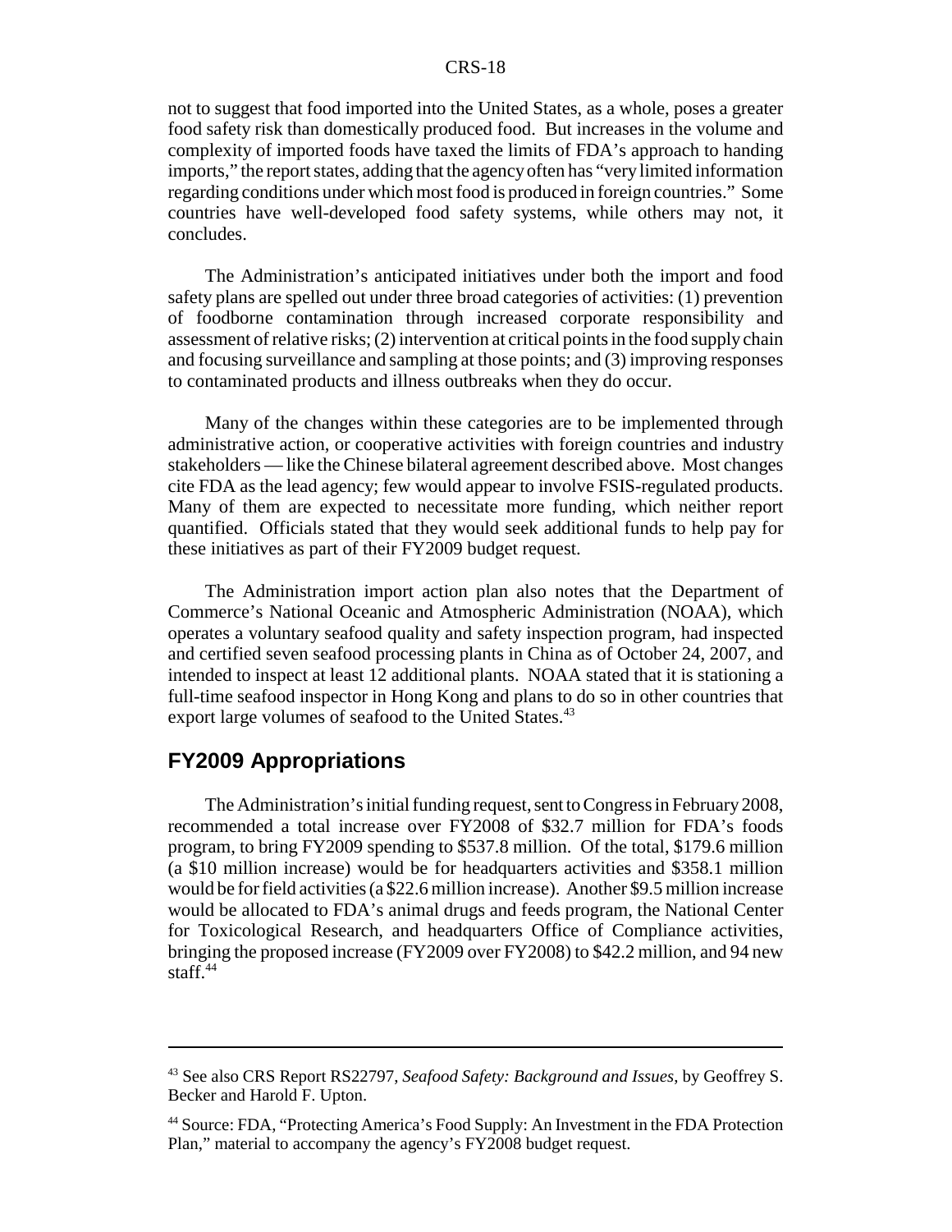not to suggest that food imported into the United States, as a whole, poses a greater food safety risk than domestically produced food. But increases in the volume and complexity of imported foods have taxed the limits of FDA's approach to handing imports," the report states, adding that the agency often has "very limited information regarding conditions under which most food is produced in foreign countries." Some countries have well-developed food safety systems, while others may not, it concludes.

The Administration's anticipated initiatives under both the import and food safety plans are spelled out under three broad categories of activities: (1) prevention of foodborne contamination through increased corporate responsibility and assessment of relative risks; (2) intervention at critical points in the food supply chain and focusing surveillance and sampling at those points; and (3) improving responses to contaminated products and illness outbreaks when they do occur.

Many of the changes within these categories are to be implemented through administrative action, or cooperative activities with foreign countries and industry stakeholders — like the Chinese bilateral agreement described above. Most changes cite FDA as the lead agency; few would appear to involve FSIS-regulated products. Many of them are expected to necessitate more funding, which neither report quantified. Officials stated that they would seek additional funds to help pay for these initiatives as part of their FY2009 budget request.

The Administration import action plan also notes that the Department of Commerce's National Oceanic and Atmospheric Administration (NOAA), which operates a voluntary seafood quality and safety inspection program, had inspected and certified seven seafood processing plants in China as of October 24, 2007, and intended to inspect at least 12 additional plants. NOAA stated that it is stationing a full-time seafood inspector in Hong Kong and plans to do so in other countries that export large volumes of seafood to the United States.[43]

## FY2009 Appropriations

The Administration's initial funding request, sent to Congress in February 2008, recommended a total increase over FY2008 of \$32.7 million for FDA's foods program, to bring FY2009 spending to \$537.8 million. Of the total, \$179.6 million (a \$10 million increase) would be for headquarters activities and \$358.1 million would be for field activities (a \$22.6 million increase). Another \$9.5 million increase would be allocated to FDA's animal drugs and feeds program, the National Center for Toxicological Research, and headquarters Office of Compliance activities, bringing the proposed increase (FY2009 over FY2008) to \$42.2 million, and 94 new staff.[44]

---

[43] See also CRS Report RS22797, *Seafood Safety: Background and Issues*, by Geoffrey S. Becker and Harold F. Upton.

[44] Source: FDA, "Protecting America's Food Supply: An Investment in the FDA Protection Plan," material to accompany the agency's FY2008 budget request.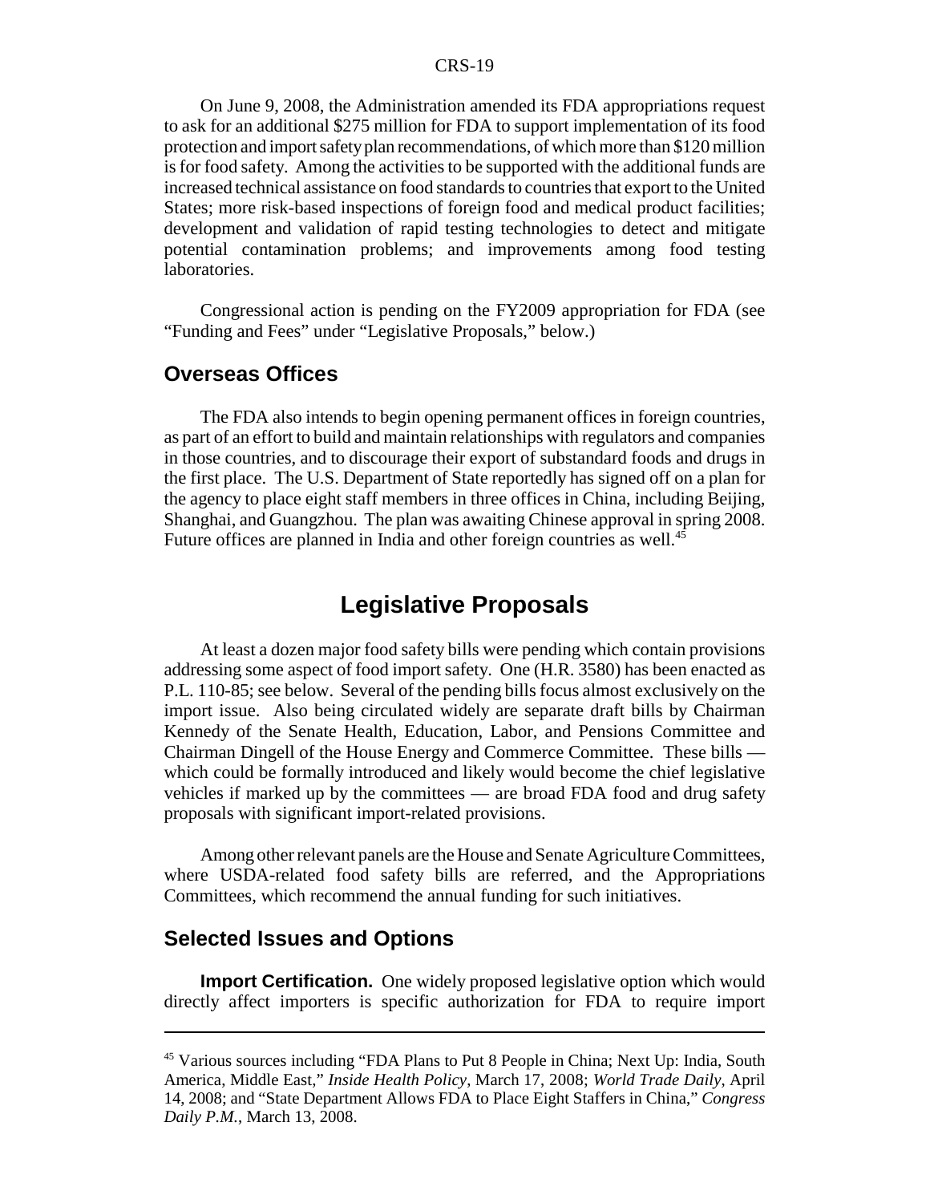On June 9, 2008, the Administration amended its FDA appropriations request to ask for an additional $275 million for FDA to support implementation of its food protection and import safety plan recommendations, of which more than $120 million is for food safety. Among the activities to be supported with the additional funds are increased technical assistance on food standards to countries that export to the United States; more risk-based inspections of foreign food and medical product facilities; development and validation of rapid testing technologies to detect and mitigate potential contamination problems; and improvements among food testing laboratories.

Congressional action is pending on the FY2009 appropriation for FDA (see "Funding and Fees" under "Legislative Proposals," below.)

## Overseas Offices

The FDA also intends to begin opening permanent offices in foreign countries, as part of an effort to build and maintain relationships with regulators and companies in those countries, and to discourage their export of substandard foods and drugs in the first place. The U.S. Department of State reportedly has signed off on a plan for the agency to place eight staff members in three offices in China, including Beijing, Shanghai, and Guangzhou. The plan was awaiting Chinese approval in spring 2008. Future offices are planned in India and other foreign countries as well.[45]

# Legislative Proposals

At least a dozen major food safety bills were pending which contain provisions addressing some aspect of food import safety. One (H.R. 3580) has been enacted as P.L. 110-85; see below. Several of the pending bills focus almost exclusively on the import issue. Also being circulated widely are separate draft bills by Chairman Kennedy of the Senate Health, Education, Labor, and Pensions Committee and Chairman Dingell of the House Energy and Commerce Committee. These bills — which could be formally introduced and likely would become the chief legislative vehicles if marked up by the committees — are broad FDA food and drug safety proposals with significant import-related provisions.

Among other relevant panels are the House and Senate Agriculture Committees, where USDA-related food safety bills are referred, and the Appropriations Committees, which recommend the annual funding for such initiatives.

## Selected Issues and Options

**Import Certification.** One widely proposed legislative option which would directly affect importers is specific authorization for FDA to require import

---

[45] Various sources including "FDA Plans to Put 8 People in China; Next Up: India, South America, Middle East," *Inside Health Policy*, March 17, 2008; *World Trade Daily*, April 14, 2008; and "State Department Allows FDA to Place Eight Staffers in China," *Congress Daily P.M.*, March 13, 2008.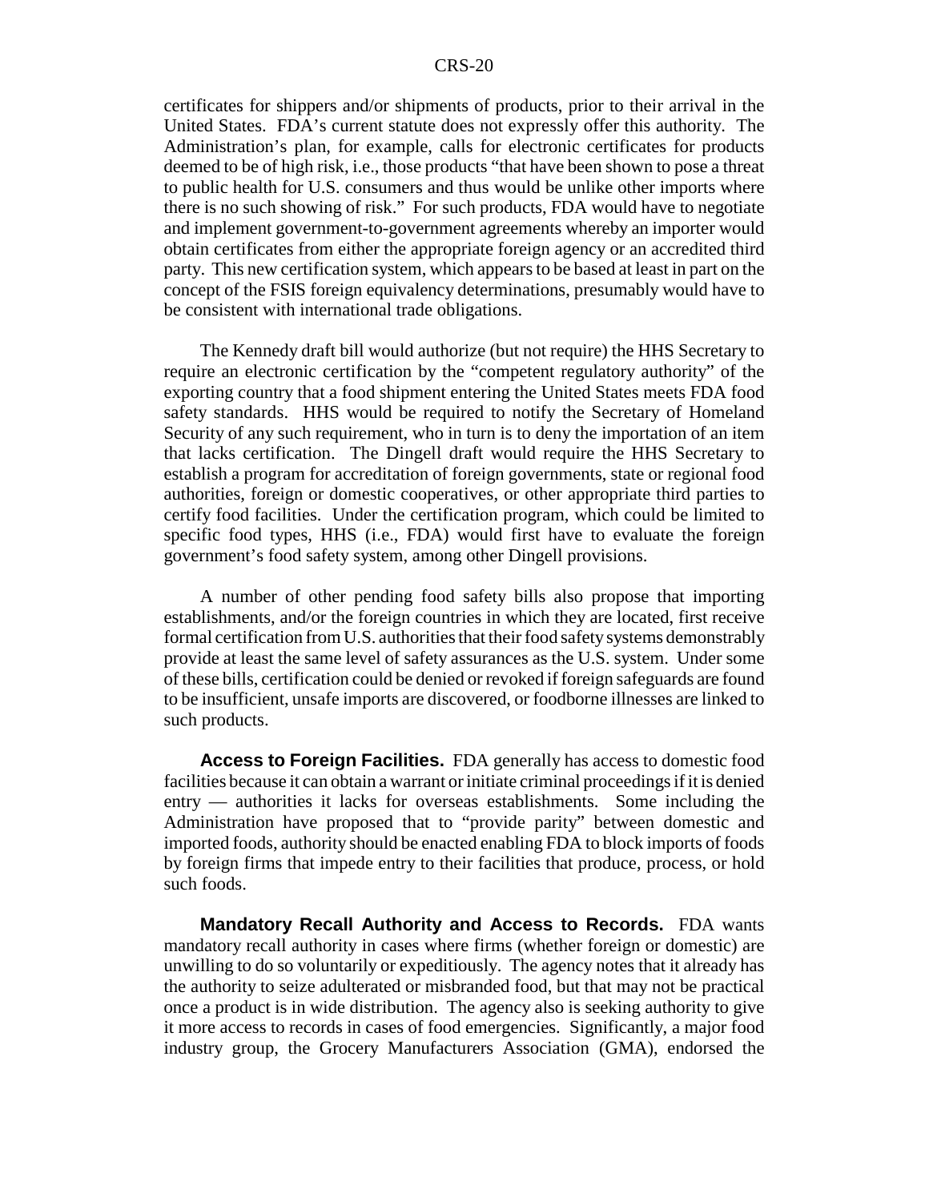certificates for shippers and/or shipments of products, prior to their arrival in the United States. FDA's current statute does not expressly offer this authority. The Administration's plan, for example, calls for electronic certificates for products deemed to be of high risk, i.e., those products "that have been shown to pose a threat to public health for U.S. consumers and thus would be unlike other imports where there is no such showing of risk." For such products, FDA would have to negotiate and implement government-to-government agreements whereby an importer would obtain certificates from either the appropriate foreign agency or an accredited third party. This new certification system, which appears to be based at least in part on the concept of the FSIS foreign equivalency determinations, presumably would have to be consistent with international trade obligations.

The Kennedy draft bill would authorize (but not require) the HHS Secretary to require an electronic certification by the "competent regulatory authority" of the exporting country that a food shipment entering the United States meets FDA food safety standards. HHS would be required to notify the Secretary of Homeland Security of any such requirement, who in turn is to deny the importation of an item that lacks certification. The Dingell draft would require the HHS Secretary to establish a program for accreditation of foreign governments, state or regional food authorities, foreign or domestic cooperatives, or other appropriate third parties to certify food facilities. Under the certification program, which could be limited to specific food types, HHS (i.e., FDA) would first have to evaluate the foreign government's food safety system, among other Dingell provisions.

A number of other pending food safety bills also propose that importing establishments, and/or the foreign countries in which they are located, first receive formal certification from U.S. authorities that their food safety systems demonstrably provide at least the same level of safety assurances as the U.S. system. Under some of these bills, certification could be denied or revoked if foreign safeguards are found to be insufficient, unsafe imports are discovered, or foodborne illnesses are linked to such products.

**Access to Foreign Facilities.** FDA generally has access to domestic food facilities because it can obtain a warrant or initiate criminal proceedings if it is denied entry — authorities it lacks for overseas establishments. Some including the Administration have proposed that to "provide parity" between domestic and imported foods, authority should be enacted enabling FDA to block imports of foods by foreign firms that impede entry to their facilities that produce, process, or hold such foods.

**Mandatory Recall Authority and Access to Records.** FDA wants mandatory recall authority in cases where firms (whether foreign or domestic) are unwilling to do so voluntarily or expeditiously. The agency notes that it already has the authority to seize adulterated or misbranded food, but that may not be practical once a product is in wide distribution. The agency also is seeking authority to give it more access to records in cases of food emergencies. Significantly, a major food industry group, the Grocery Manufacturers Association (GMA), endorsed the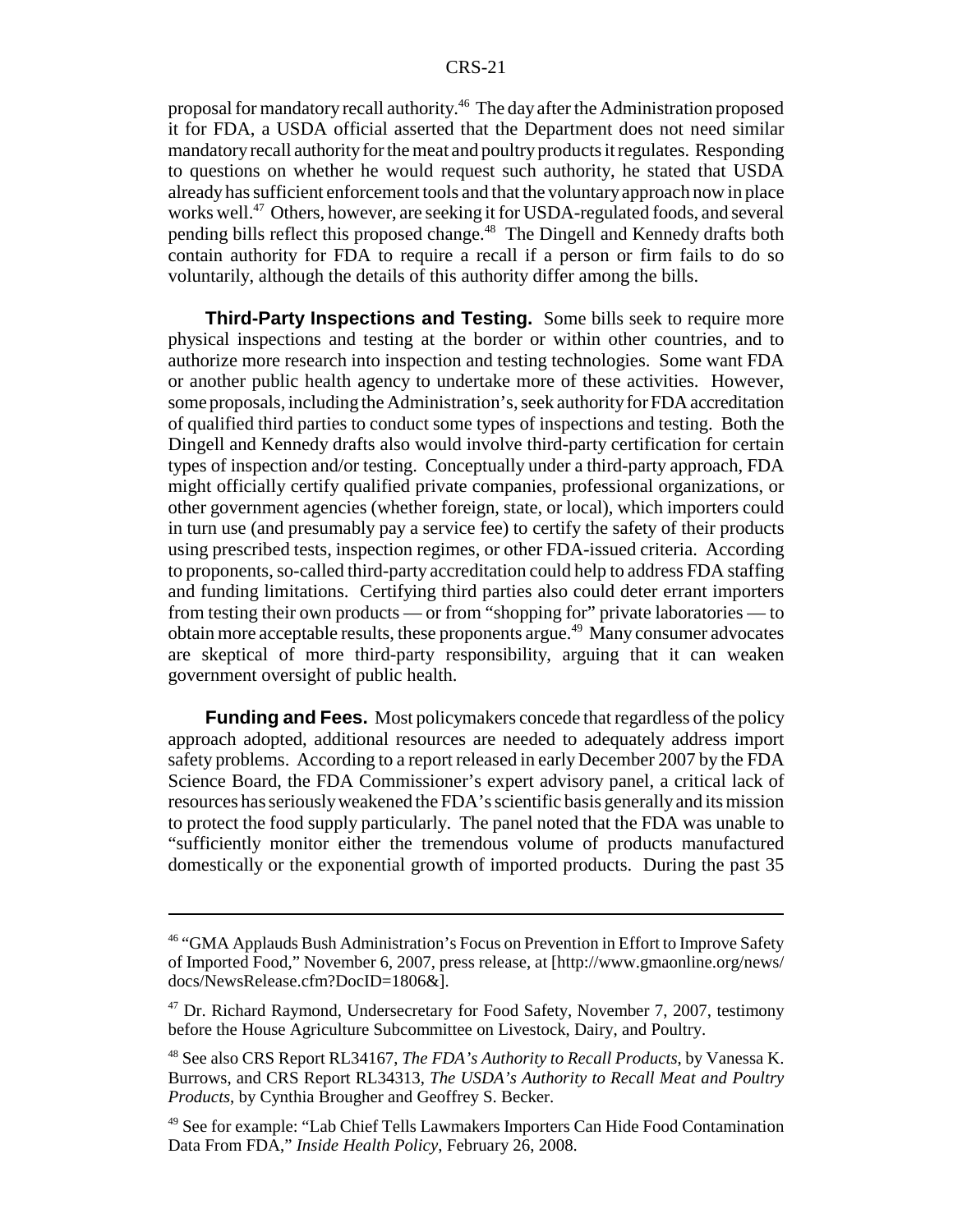proposal for mandatory recall authority.[46] The day after the Administration proposed it for FDA, a USDA official asserted that the Department does not need similar mandatory recall authority for the meat and poultry products it regulates. Responding to questions on whether he would request such authority, he stated that USDA already has sufficient enforcement tools and that the voluntary approach now in place works well.[47] Others, however, are seeking it for USDA-regulated foods, and several pending bills reflect this proposed change.[48] The Dingell and Kennedy drafts both contain authority for FDA to require a recall if a person or firm fails to do so voluntarily, although the details of this authority differ among the bills.

**Third-Party Inspections and Testing.** Some bills seek to require more physical inspections and testing at the border or within other countries, and to authorize more research into inspection and testing technologies. Some want FDA or another public health agency to undertake more of these activities. However, some proposals, including the Administration's, seek authority for FDA accreditation of qualified third parties to conduct some types of inspections and testing. Both the Dingell and Kennedy drafts also would involve third-party certification for certain types of inspection and/or testing. Conceptually under a third-party approach, FDA might officially certify qualified private companies, professional organizations, or other government agencies (whether foreign, state, or local), which importers could in turn use (and presumably pay a service fee) to certify the safety of their products using prescribed tests, inspection regimes, or other FDA-issued criteria. According to proponents, so-called third-party accreditation could help to address FDA staffing and funding limitations. Certifying third parties also could deter errant importers from testing their own products — or from "shopping for" private laboratories — to obtain more acceptable results, these proponents argue.[49] Many consumer advocates are skeptical of more third-party responsibility, arguing that it can weaken government oversight of public health.

**Funding and Fees.** Most policymakers concede that regardless of the policy approach adopted, additional resources are needed to adequately address import safety problems. According to a report released in early December 2007 by the FDA Science Board, the FDA Commissioner's expert advisory panel, a critical lack of resources has seriously weakened the FDA's scientific basis generally and its mission to protect the food supply particularly. The panel noted that the FDA was unable to "sufficiently monitor either the tremendous volume of products manufactured domestically or the exponential growth of imported products. During the past 35

---

[46] "GMA Applauds Bush Administration's Focus on Prevention in Effort to Improve Safety of Imported Food," November 6, 2007, press release, at [http://www.gmaonline.org/news/docs/NewsRelease.cfm?DocID=1806&].

[47] Dr. Richard Raymond, Undersecretary for Food Safety, November 7, 2007, testimony before the House Agriculture Subcommittee on Livestock, Dairy, and Poultry.

[48] See also CRS Report RL34167, *The FDA's Authority to Recall Products,* by Vanessa K. Burrows, and CRS Report RL34313, *The USDA's Authority to Recall Meat and Poultry Products*, by Cynthia Brougher and Geoffrey S. Becker.

[49] See for example: "Lab Chief Tells Lawmakers Importers Can Hide Food Contamination Data From FDA," *Inside Health Policy,* February 26, 2008.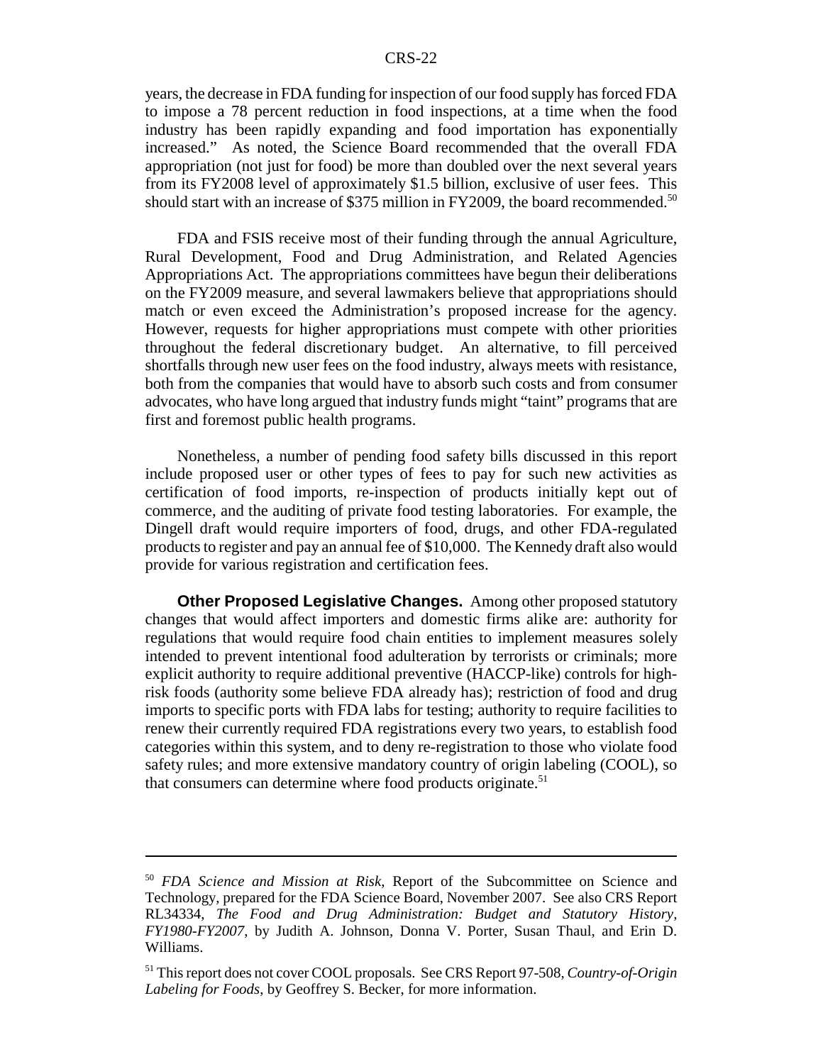years, the decrease in FDA funding for inspection of our food supply has forced FDA to impose a 78 percent reduction in food inspections, at a time when the food industry has been rapidly expanding and food importation has exponentially increased." As noted, the Science Board recommended that the overall FDA appropriation (not just for food) be more than doubled over the next several years from its FY2008 level of approximately $1.5 billion, exclusive of user fees. This should start with an increase of $375 million in FY2009, the board recommended.[50]

FDA and FSIS receive most of their funding through the annual Agriculture, Rural Development, Food and Drug Administration, and Related Agencies Appropriations Act. The appropriations committees have begun their deliberations on the FY2009 measure, and several lawmakers believe that appropriations should match or even exceed the Administration's proposed increase for the agency. However, requests for higher appropriations must compete with other priorities throughout the federal discretionary budget. An alternative, to fill perceived shortfalls through new user fees on the food industry, always meets with resistance, both from the companies that would have to absorb such costs and from consumer advocates, who have long argued that industry funds might "taint" programs that are first and foremost public health programs.

Nonetheless, a number of pending food safety bills discussed in this report include proposed user or other types of fees to pay for such new activities as certification of food imports, re-inspection of products initially kept out of commerce, and the auditing of private food testing laboratories. For example, the Dingell draft would require importers of food, drugs, and other FDA-regulated products to register and pay an annual fee of $10,000. The Kennedy draft also would provide for various registration and certification fees.

**Other Proposed Legislative Changes.** Among other proposed statutory changes that would affect importers and domestic firms alike are: authority for regulations that would require food chain entities to implement measures solely intended to prevent intentional food adulteration by terrorists or criminals; more explicit authority to require additional preventive (HACCP-like) controls for high-risk foods (authority some believe FDA already has); restriction of food and drug imports to specific ports with FDA labs for testing; authority to require facilities to renew their currently required FDA registrations every two years, to establish food categories within this system, and to deny re-registration to those who violate food safety rules; and more extensive mandatory country of origin labeling (COOL), so that consumers can determine where food products originate.[51]

---

[50] *FDA Science and Mission at Risk*, Report of the Subcommittee on Science and Technology, prepared for the FDA Science Board, November 2007. See also CRS Report RL34334, *The Food and Drug Administration: Budget and Statutory History, FY1980-FY2007*, by Judith A. Johnson, Donna V. Porter, Susan Thaul, and Erin D. Williams.

[51] This report does not cover COOL proposals. See CRS Report 97-508, *Country-of-Origin Labeling for Foods*, by Geoffrey S. Becker, for more information.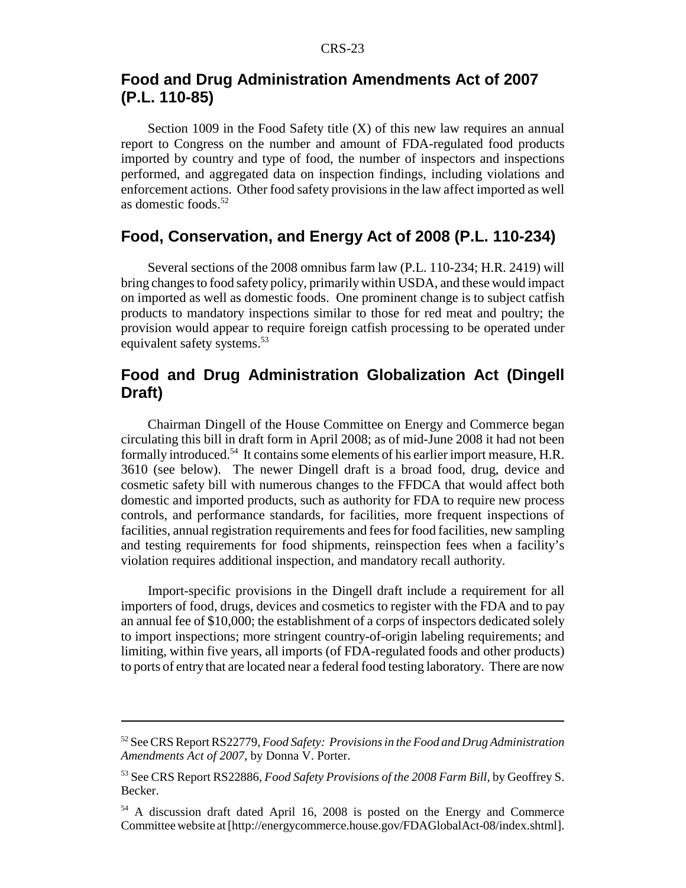## Food and Drug Administration Amendments Act of 2007 (P.L. 110-85)

Section 1009 in the Food Safety title (X) of this new law requires an annual report to Congress on the number and amount of FDA-regulated food products imported by country and type of food, the number of inspectors and inspections performed, and aggregated data on inspection findings, including violations and enforcement actions. Other food safety provisions in the law affect imported as well as domestic foods.[52]

## Food, Conservation, and Energy Act of 2008 (P.L. 110-234)

Several sections of the 2008 omnibus farm law (P.L. 110-234; H.R. 2419) will bring changes to food safety policy, primarily within USDA, and these would impact on imported as well as domestic foods. One prominent change is to subject catfish products to mandatory inspections similar to those for red meat and poultry; the provision would appear to require foreign catfish processing to be operated under equivalent safety systems.[53]

## Food and Drug Administration Globalization Act (Dingell Draft)

Chairman Dingell of the House Committee on Energy and Commerce began circulating this bill in draft form in April 2008; as of mid-June 2008 it had not been formally introduced.[54] It contains some elements of his earlier import measure, H.R. 3610 (see below). The newer Dingell draft is a broad food, drug, device and cosmetic safety bill with numerous changes to the FFDCA that would affect both domestic and imported products, such as authority for FDA to require new process controls, and performance standards, for facilities, more frequent inspections of facilities, annual registration requirements and fees for food facilities, new sampling and testing requirements for food shipments, reinspection fees when a facility's violation requires additional inspection, and mandatory recall authority.

Import-specific provisions in the Dingell draft include a requirement for all importers of food, drugs, devices and cosmetics to register with the FDA and to pay an annual fee of $10,000; the establishment of a corps of inspectors dedicated solely to import inspections; more stringent country-of-origin labeling requirements; and limiting, within five years, all imports (of FDA-regulated foods and other products) to ports of entry that are located near a federal food testing laboratory. There are now

---

[52] See CRS Report RS22779, *Food Safety: Provisions in the Food and Drug Administration Amendments Act of 2007*, by Donna V. Porter.

[53] See CRS Report RS22886, *Food Safety Provisions of the 2008 Farm Bill*, by Geoffrey S. Becker.

[54] A discussion draft dated April 16, 2008 is posted on the Energy and Commerce Committee website at [http://energycommerce.house.gov/FDAGlobalAct-08/index.shtml].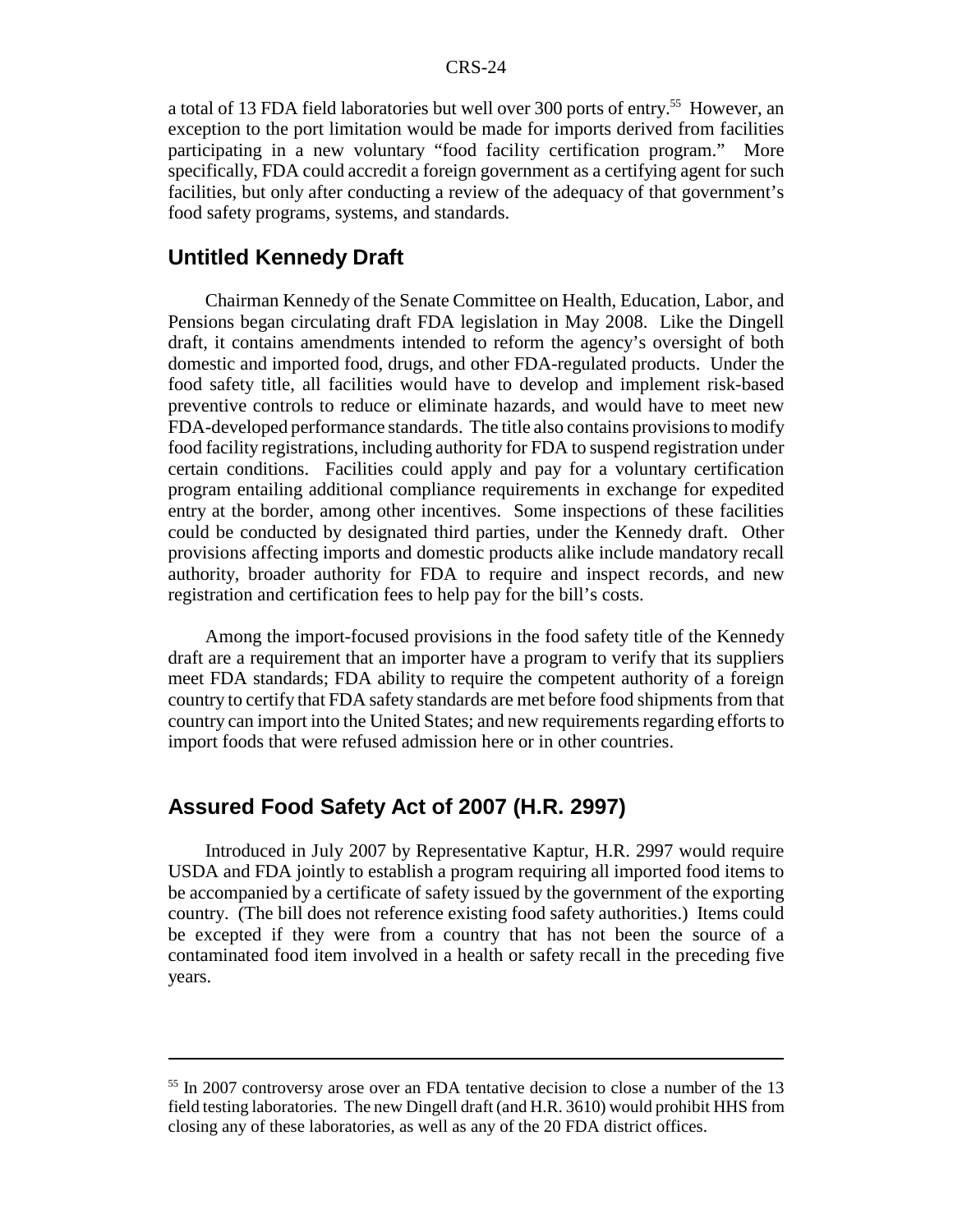a total of 13 FDA field laboratories but well over 300 ports of entry.[55] However, an exception to the port limitation would be made for imports derived from facilities participating in a new voluntary "food facility certification program." More specifically, FDA could accredit a foreign government as a certifying agent for such facilities, but only after conducting a review of the adequacy of that government's food safety programs, systems, and standards.

## Untitled Kennedy Draft

Chairman Kennedy of the Senate Committee on Health, Education, Labor, and Pensions began circulating draft FDA legislation in May 2008. Like the Dingell draft, it contains amendments intended to reform the agency's oversight of both domestic and imported food, drugs, and other FDA-regulated products. Under the food safety title, all facilities would have to develop and implement risk-based preventive controls to reduce or eliminate hazards, and would have to meet new FDA-developed performance standards. The title also contains provisions to modify food facility registrations, including authority for FDA to suspend registration under certain conditions. Facilities could apply and pay for a voluntary certification program entailing additional compliance requirements in exchange for expedited entry at the border, among other incentives. Some inspections of these facilities could be conducted by designated third parties, under the Kennedy draft. Other provisions affecting imports and domestic products alike include mandatory recall authority, broader authority for FDA to require and inspect records, and new registration and certification fees to help pay for the bill's costs.

Among the import-focused provisions in the food safety title of the Kennedy draft are a requirement that an importer have a program to verify that its suppliers meet FDA standards; FDA ability to require the competent authority of a foreign country to certify that FDA safety standards are met before food shipments from that country can import into the United States; and new requirements regarding efforts to import foods that were refused admission here or in other countries.

## Assured Food Safety Act of 2007 (H.R. 2997)

Introduced in July 2007 by Representative Kaptur, H.R. 2997 would require USDA and FDA jointly to establish a program requiring all imported food items to be accompanied by a certificate of safety issued by the government of the exporting country. (The bill does not reference existing food safety authorities.) Items could be excepted if they were from a country that has not been the source of a contaminated food item involved in a health or safety recall in the preceding five years.

---

[55] In 2007 controversy arose over an FDA tentative decision to close a number of the 13 field testing laboratories. The new Dingell draft (and H.R. 3610) would prohibit HHS from closing any of these laboratories, as well as any of the 20 FDA district offices.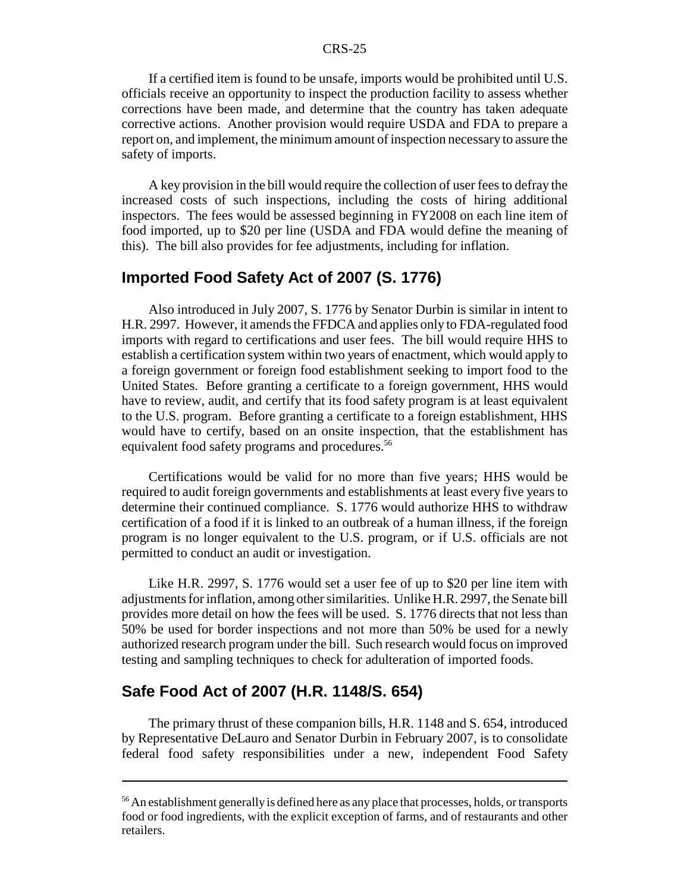If a certified item is found to be unsafe, imports would be prohibited until U.S. officials receive an opportunity to inspect the production facility to assess whether corrections have been made, and determine that the country has taken adequate corrective actions. Another provision would require USDA and FDA to prepare a report on, and implement, the minimum amount of inspection necessary to assure the safety of imports.

A key provision in the bill would require the collection of user fees to defray the increased costs of such inspections, including the costs of hiring additional inspectors. The fees would be assessed beginning in FY2008 on each line item of food imported, up to $20 per line (USDA and FDA would define the meaning of this). The bill also provides for fee adjustments, including for inflation.

## Imported Food Safety Act of 2007 (S. 1776)

Also introduced in July 2007, S. 1776 by Senator Durbin is similar in intent to H.R. 2997. However, it amends the FFDCA and applies only to FDA-regulated food imports with regard to certifications and user fees. The bill would require HHS to establish a certification system within two years of enactment, which would apply to a foreign government or foreign food establishment seeking to import food to the United States. Before granting a certificate to a foreign government, HHS would have to review, audit, and certify that its food safety program is at least equivalent to the U.S. program. Before granting a certificate to a foreign establishment, HHS would have to certify, based on an onsite inspection, that the establishment has equivalent food safety programs and procedures.[56]

Certifications would be valid for no more than five years; HHS would be required to audit foreign governments and establishments at least every five years to determine their continued compliance. S. 1776 would authorize HHS to withdraw certification of a food if it is linked to an outbreak of a human illness, if the foreign program is no longer equivalent to the U.S. program, or if U.S. officials are not permitted to conduct an audit or investigation.

Like H.R. 2997, S. 1776 would set a user fee of up to $20 per line item with adjustments for inflation, among other similarities. Unlike H.R. 2997, the Senate bill provides more detail on how the fees will be used. S. 1776 directs that not less than 50% be used for border inspections and not more than 50% be used for a newly authorized research program under the bill. Such research would focus on improved testing and sampling techniques to check for adulteration of imported foods.

## Safe Food Act of 2007 (H.R. 1148/S. 654)

The primary thrust of these companion bills, H.R. 1148 and S. 654, introduced by Representative DeLauro and Senator Durbin in February 2007, is to consolidate federal food safety responsibilities under a new, independent Food Safety

---

[56] An establishment generally is defined here as any place that processes, holds, or transports food or food ingredients, with the explicit exception of farms, and of restaurants and other retailers.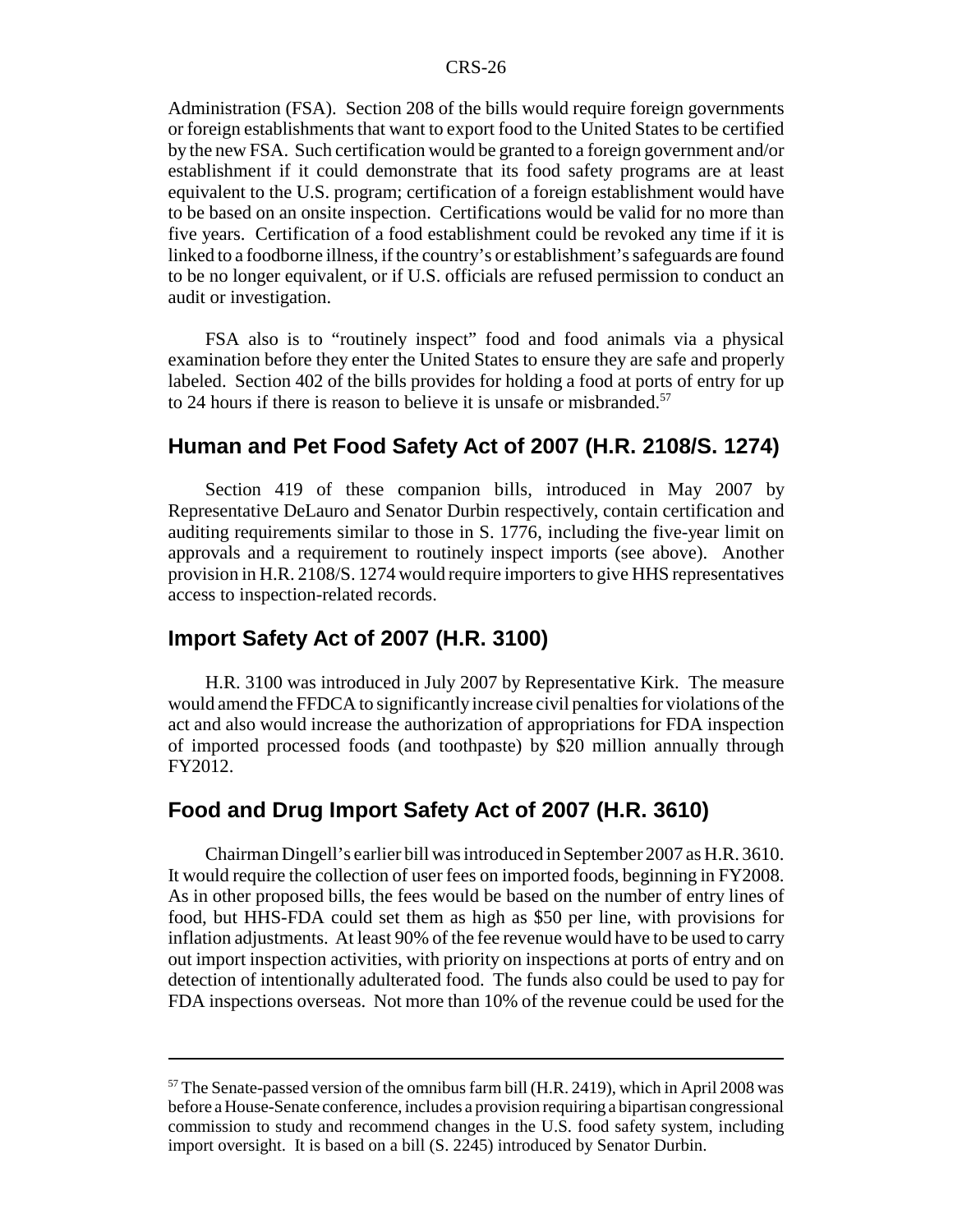Administration (FSA). Section 208 of the bills would require foreign governments or foreign establishments that want to export food to the United States to be certified by the new FSA. Such certification would be granted to a foreign government and/or establishment if it could demonstrate that its food safety programs are at least equivalent to the U.S. program; certification of a foreign establishment would have to be based on an onsite inspection. Certifications would be valid for no more than five years. Certification of a food establishment could be revoked any time if it is linked to a foodborne illness, if the country's or establishment's safeguards are found to be no longer equivalent, or if U.S. officials are refused permission to conduct an audit or investigation.

FSA also is to "routinely inspect" food and food animals via a physical examination before they enter the United States to ensure they are safe and properly labeled. Section 402 of the bills provides for holding a food at ports of entry for up to 24 hours if there is reason to believe it is unsafe or misbranded.[57]

## Human and Pet Food Safety Act of 2007 (H.R. 2108/S. 1274)

Section 419 of these companion bills, introduced in May 2007 by Representative DeLauro and Senator Durbin respectively, contain certification and auditing requirements similar to those in S. 1776, including the five-year limit on approvals and a requirement to routinely inspect imports (see above). Another provision in H.R. 2108/S. 1274 would require importers to give HHS representatives access to inspection-related records.

## Import Safety Act of 2007 (H.R. 3100)

H.R. 3100 was introduced in July 2007 by Representative Kirk. The measure would amend the FFDCA to significantly increase civil penalties for violations of the act and also would increase the authorization of appropriations for FDA inspection of imported processed foods (and toothpaste) by $20 million annually through FY2012.

## Food and Drug Import Safety Act of 2007 (H.R. 3610)

Chairman Dingell's earlier bill was introduced in September 2007 as H.R. 3610. It would require the collection of user fees on imported foods, beginning in FY2008. As in other proposed bills, the fees would be based on the number of entry lines of food, but HHS-FDA could set them as high as $50 per line, with provisions for inflation adjustments. At least 90% of the fee revenue would have to be used to carry out import inspection activities, with priority on inspections at ports of entry and on detection of intentionally adulterated food. The funds also could be used to pay for FDA inspections overseas. Not more than 10% of the revenue could be used for the

---

[57] The Senate-passed version of the omnibus farm bill (H.R. 2419), which in April 2008 was before a House-Senate conference, includes a provision requiring a bipartisan congressional commission to study and recommend changes in the U.S. food safety system, including import oversight. It is based on a bill (S. 2245) introduced by Senator Durbin.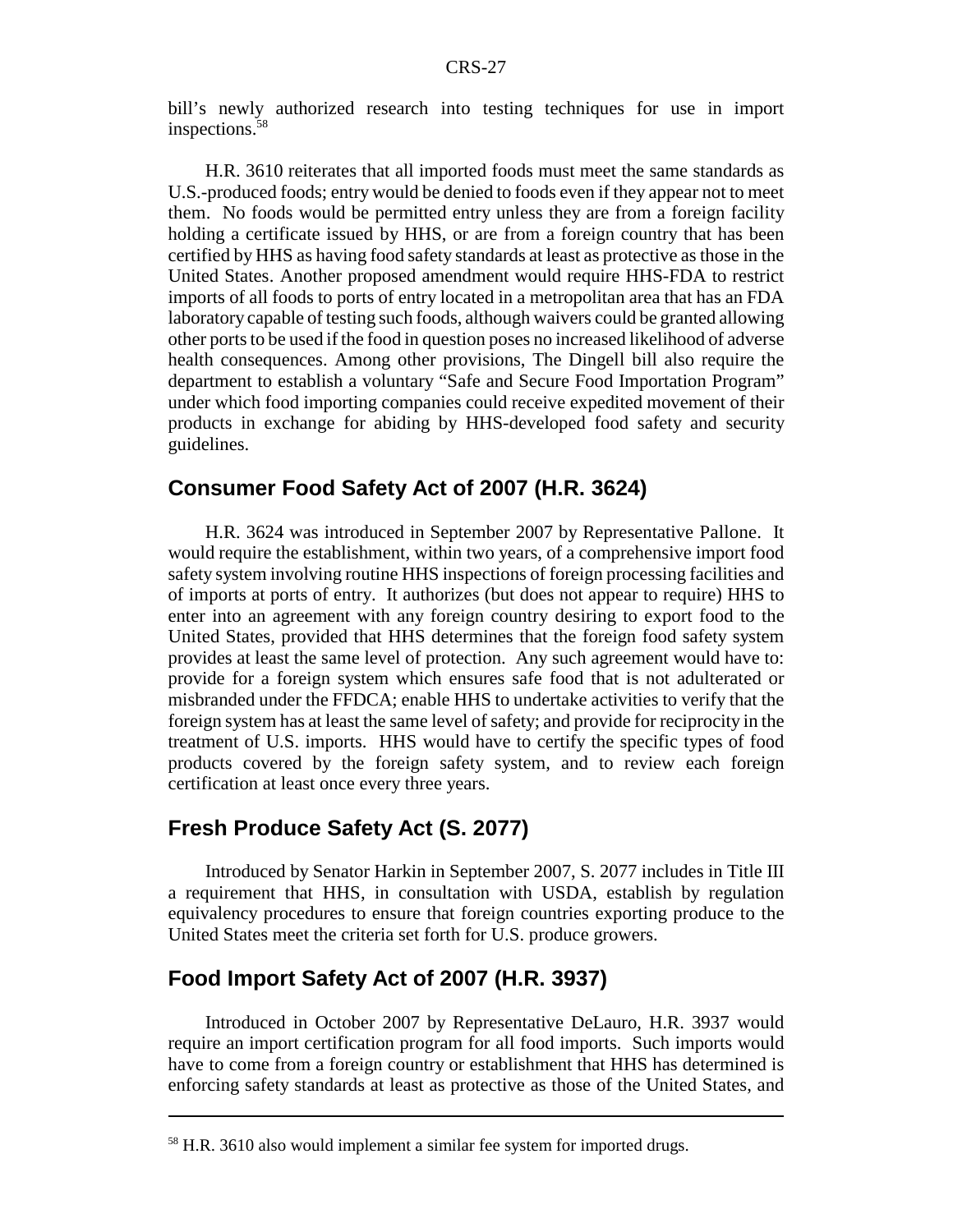bill's newly authorized research into testing techniques for use in import inspections.[58]

H.R. 3610 reiterates that all imported foods must meet the same standards as U.S.-produced foods; entry would be denied to foods even if they appear not to meet them. No foods would be permitted entry unless they are from a foreign facility holding a certificate issued by HHS, or are from a foreign country that has been certified by HHS as having food safety standards at least as protective as those in the United States. Another proposed amendment would require HHS-FDA to restrict imports of all foods to ports of entry located in a metropolitan area that has an FDA laboratory capable of testing such foods, although waivers could be granted allowing other ports to be used if the food in question poses no increased likelihood of adverse health consequences. Among other provisions, The Dingell bill also require the department to establish a voluntary "Safe and Secure Food Importation Program" under which food importing companies could receive expedited movement of their products in exchange for abiding by HHS-developed food safety and security guidelines.

## Consumer Food Safety Act of 2007 (H.R. 3624)

H.R. 3624 was introduced in September 2007 by Representative Pallone. It would require the establishment, within two years, of a comprehensive import food safety system involving routine HHS inspections of foreign processing facilities and of imports at ports of entry. It authorizes (but does not appear to require) HHS to enter into an agreement with any foreign country desiring to export food to the United States, provided that HHS determines that the foreign food safety system provides at least the same level of protection. Any such agreement would have to: provide for a foreign system which ensures safe food that is not adulterated or misbranded under the FFDCA; enable HHS to undertake activities to verify that the foreign system has at least the same level of safety; and provide for reciprocity in the treatment of U.S. imports. HHS would have to certify the specific types of food products covered by the foreign safety system, and to review each foreign certification at least once every three years.

## Fresh Produce Safety Act (S. 2077)

Introduced by Senator Harkin in September 2007, S. 2077 includes in Title III a requirement that HHS, in consultation with USDA, establish by regulation equivalency procedures to ensure that foreign countries exporting produce to the United States meet the criteria set forth for U.S. produce growers.

## Food Import Safety Act of 2007 (H.R. 3937)

Introduced in October 2007 by Representative DeLauro, H.R. 3937 would require an import certification program for all food imports. Such imports would have to come from a foreign country or establishment that HHS has determined is enforcing safety standards at least as protective as those of the United States, and

---

[58] H.R. 3610 also would implement a similar fee system for imported drugs.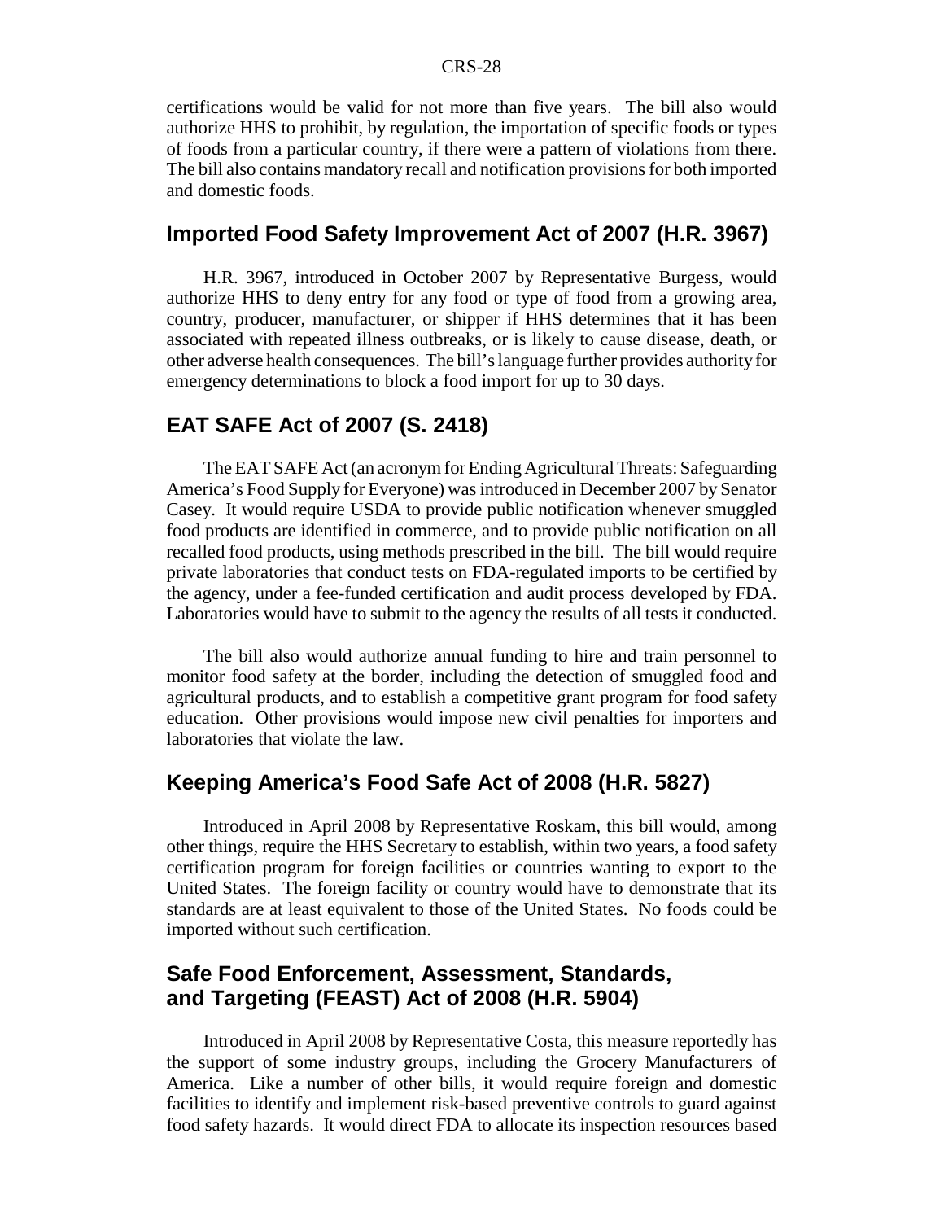certifications would be valid for not more than five years. The bill also would authorize HHS to prohibit, by regulation, the importation of specific foods or types of foods from a particular country, if there were a pattern of violations from there. The bill also contains mandatory recall and notification provisions for both imported and domestic foods.

## Imported Food Safety Improvement Act of 2007 (H.R. 3967)

H.R. 3967, introduced in October 2007 by Representative Burgess, would authorize HHS to deny entry for any food or type of food from a growing area, country, producer, manufacturer, or shipper if HHS determines that it has been associated with repeated illness outbreaks, or is likely to cause disease, death, or other adverse health consequences. The bill's language further provides authority for emergency determinations to block a food import for up to 30 days.

## EAT SAFE Act of 2007 (S. 2418)

The EAT SAFE Act (an acronym for Ending Agricultural Threats: Safeguarding America's Food Supply for Everyone) was introduced in December 2007 by Senator Casey. It would require USDA to provide public notification whenever smuggled food products are identified in commerce, and to provide public notification on all recalled food products, using methods prescribed in the bill. The bill would require private laboratories that conduct tests on FDA-regulated imports to be certified by the agency, under a fee-funded certification and audit process developed by FDA. Laboratories would have to submit to the agency the results of all tests it conducted.

The bill also would authorize annual funding to hire and train personnel to monitor food safety at the border, including the detection of smuggled food and agricultural products, and to establish a competitive grant program for food safety education. Other provisions would impose new civil penalties for importers and laboratories that violate the law.

## Keeping America's Food Safe Act of 2008 (H.R. 5827)

Introduced in April 2008 by Representative Roskam, this bill would, among other things, require the HHS Secretary to establish, within two years, a food safety certification program for foreign facilities or countries wanting to export to the United States. The foreign facility or country would have to demonstrate that its standards are at least equivalent to those of the United States. No foods could be imported without such certification.

## Safe Food Enforcement, Assessment, Standards, and Targeting (FEAST) Act of 2008 (H.R. 5904)

Introduced in April 2008 by Representative Costa, this measure reportedly has the support of some industry groups, including the Grocery Manufacturers of America. Like a number of other bills, it would require foreign and domestic facilities to identify and implement risk-based preventive controls to guard against food safety hazards. It would direct FDA to allocate its inspection resources based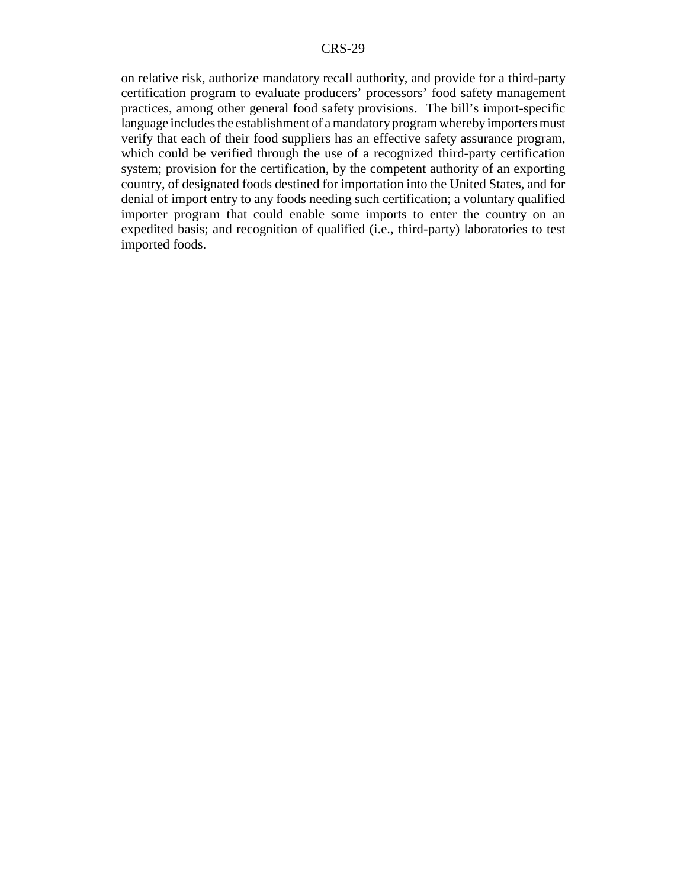on relative risk, authorize mandatory recall authority, and provide for a third-party certification program to evaluate producers' processors' food safety management practices, among other general food safety provisions. The bill's import-specific language includes the establishment of a mandatory program whereby importers must verify that each of their food suppliers has an effective safety assurance program, which could be verified through the use of a recognized third-party certification system; provision for the certification, by the competent authority of an exporting country, of designated foods destined for importation into the United States, and for denial of import entry to any foods needing such certification; a voluntary qualified importer program that could enable some imports to enter the country on an expedited basis; and recognition of qualified (i.e., third-party) laboratories to test imported foods.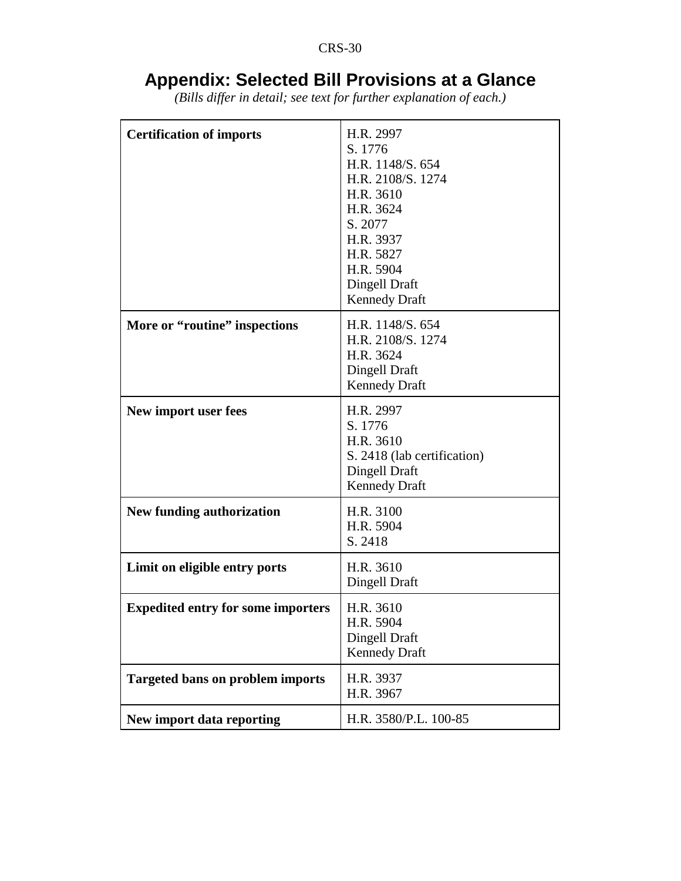# Appendix: Selected Bill Provisions at a Glance

*(Bills differ in detail; see text for further explanation of each.)*

| | |
|---|---|
| **Certification of imports** | H.R. 2997<br>S. 1776<br>H.R. 1148/S. 654<br>H.R. 2108/S. 1274<br>H.R. 3610<br>H.R. 3624<br>S. 2077<br>H.R. 3937<br>H.R. 5827<br>H.R. 5904<br>Dingell Draft<br>Kennedy Draft |
| **More or "routine" inspections** | H.R. 1148/S. 654<br>H.R. 2108/S. 1274<br>H.R. 3624<br>Dingell Draft<br>Kennedy Draft |
| **New import user fees** | H.R. 2997<br>S. 1776<br>H.R. 3610<br>S. 2418 (lab certification)<br>Dingell Draft<br>Kennedy Draft |
| **New funding authorization** | H.R. 3100<br>H.R. 5904<br>S. 2418 |
| **Limit on eligible entry ports** | H.R. 3610<br>Dingell Draft |
| **Expedited entry for some importers** | H.R. 3610<br>H.R. 5904<br>Dingell Draft<br>Kennedy Draft |
| **Targeted bans on problem imports** | H.R. 3937<br>H.R. 3967 |
| **New import data reporting** | H.R. 3580/P.L. 100-85 |